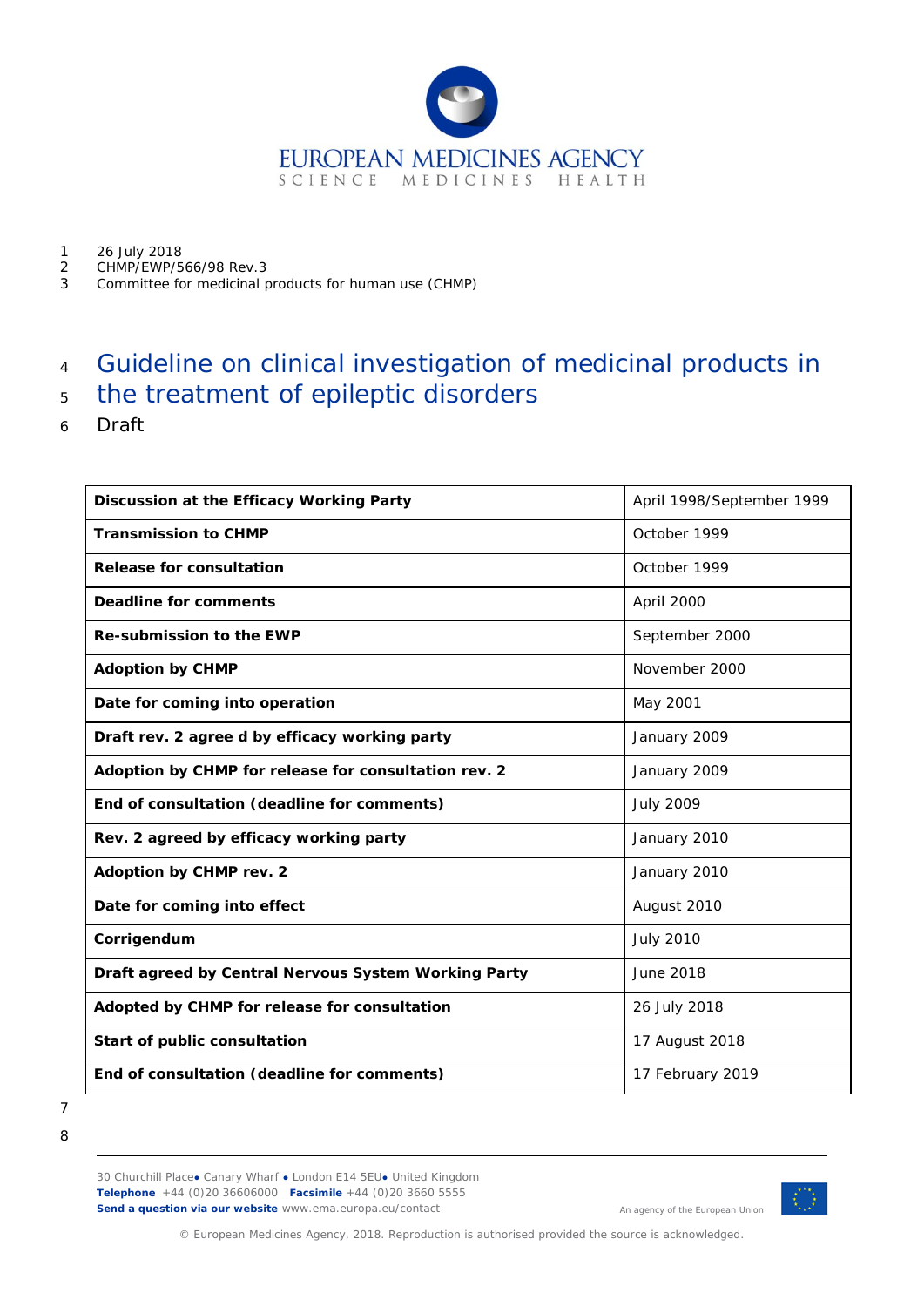26 July 2018
CHMP/EWP/566/98 Rev.3
Committee for medicinal products for human use (CHMP)

# Guideline on clinical investigation of medicinal products in the treatment of epileptic disorders

Draft

| Discussion at the Efficacy Working Party | April 1998/September 1999 |
|---|---|
| **Transmission to CHMP** | October 1999 |
| **Release for consultation** | October 1999 |
| **Deadline for comments** | April 2000 |
| **Re-submission to the EWP** | September 2000 |
| **Adoption by CHMP** | November 2000 |
| **Date for coming into operation** | May 2001 |
| **Draft rev. 2 agree d by efficacy working party** | January 2009 |
| **Adoption by CHMP for release for consultation rev. 2** | January 2009 |
| **End of consultation (deadline for comments)** | July 2009 |
| **Rev. 2 agreed by efficacy working party** | January 2010 |
| **Adoption by CHMP rev. 2** | January 2010 |
| **Date for coming into effect** | August 2010 |
| **Corrigendum** | July 2010 |
| **Draft agreed by Central Nervous System Working Party** | June 2018 |
| **Adopted by CHMP for release for consultation** | 26 July 2018 |
| **Start of public consultation** | 17 August 2018 |
| **End of consultation (deadline for comments)** | 17 February 2019 |

30 Churchill Place ● Canary Wharf ● London E14 5EU ● United Kingdom
**Telephone** +44 (0)20 36606000 **Facsimile** +44 (0)20 3660 5555
**Send a question via our website** www.ema.europa.eu/contact

An agency of the European Union

© European Medicines Agency, 2018. Reproduction is authorised provided the source is acknowledged.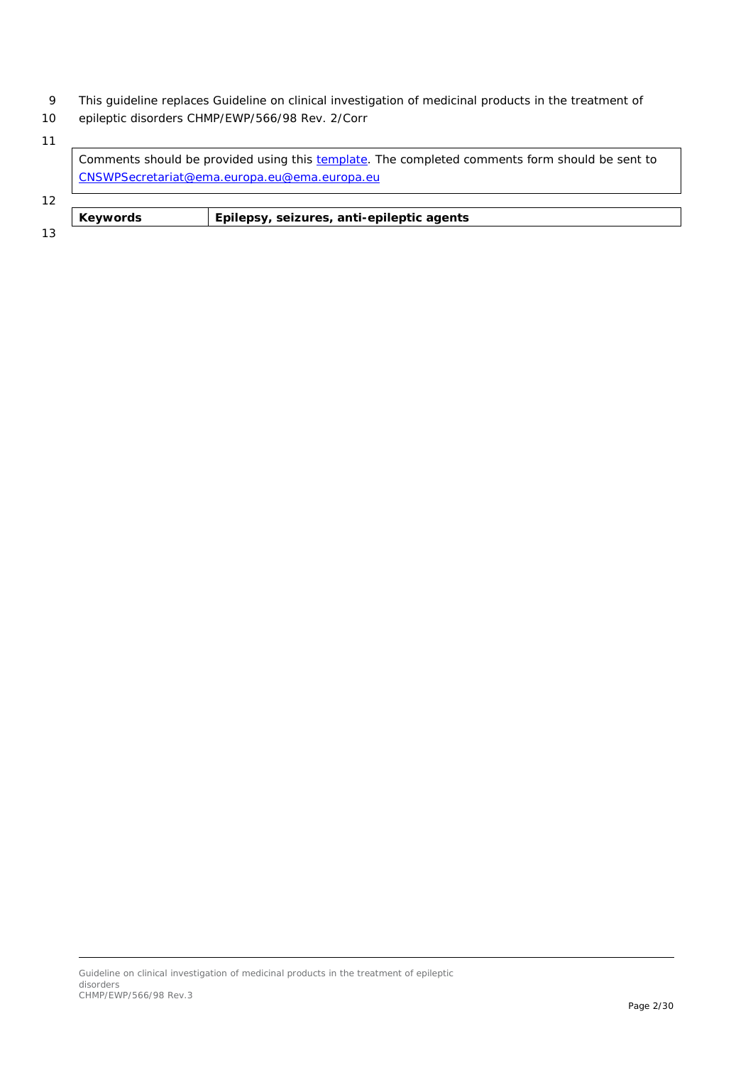This guideline replaces Guideline on clinical investigation of medicinal products in the treatment of epileptic disorders CHMP/EWP/566/98 Rev. 2/Corr

Comments should be provided using this template. The completed comments form should be sent to CNSWPSecretariat@ema.europa.eu@ema.europa.eu

| **Keywords** | **Epilepsy, seizures, anti-epileptic agents** |
|---|---|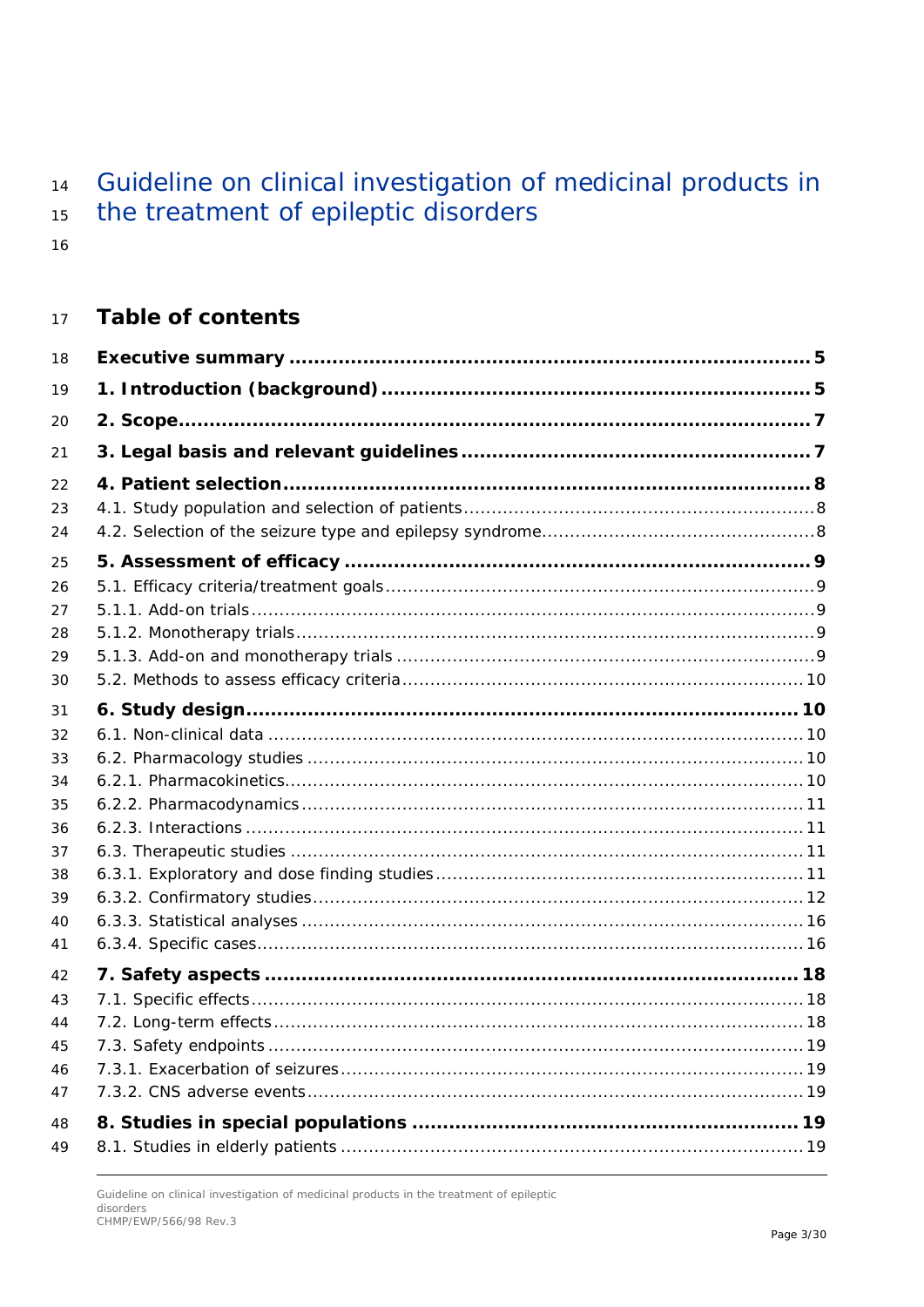# Guideline on clinical investigation of medicinal products in the treatment of epileptic disorders

## Table of contents

**Executive summary ........................................................................................ 5**

**1. Introduction (background) ........................................................................ 5**

**2. Scope......................................................................................................... 7**

**3. Legal basis and relevant guidelines ........................................................... 7**

**4. Patient selection......................................................................................... 8**

4.1. Study population and selection of patients ................................................... 8

4.2. Selection of the seizure type and epilepsy syndrome...................................... 8

**5. Assessment of efficacy ............................................................................... 9**

5.1. Efficacy criteria/treatment goals ................................................................... 9

5.1.1. Add-on trials .......................................................................................... 9

5.1.2. Monotherapy trials .................................................................................. 9

5.1.3. Add-on and monotherapy trials ................................................................ 9

5.2. Methods to assess efficacy criteria ............................................................. 10

**6. Study design............................................................................................ 10**

6.1. Non-clinical data ...................................................................................... 10

6.2. Pharmacology studies ............................................................................... 10

6.2.1. Pharmacokinetics................................................................................... 10

6.2.2. Pharmacodynamics ................................................................................ 11

6.2.3. Interactions .......................................................................................... 11

6.3. Therapeutic studies .................................................................................. 11

6.3.1. Exploratory and dose finding studies ....................................................... 11

6.3.2. Confirmatory studies.............................................................................. 12

6.3.3. Statistical analyses ................................................................................ 16

6.3.4. Specific cases........................................................................................ 16

**7. Safety aspects ......................................................................................... 18**

7.1. Specific effects......................................................................................... 18

7.2. Long-term effects...................................................................................... 18

7.3. Safety endpoints ...................................................................................... 19

7.3.1. Exacerbation of seizures......................................................................... 19

7.3.2. CNS adverse events............................................................................... 19

**8. Studies in special populations .................................................................. 19**

8.1. Studies in elderly patients ......................................................................... 19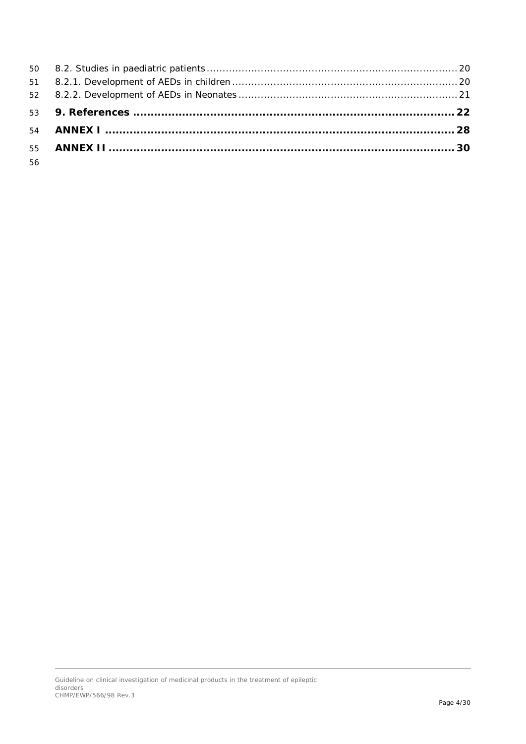8.2. Studies in paediatric patients ........................................................................ 20

8.2.1. Development of AEDs in children ........................................................................ 20

8.2.2. Development of AEDs in Neonates ........................................................................ 21

**9. References ........................................................................ 22**

**ANNEX I ........................................................................ 28**

**ANNEX II ........................................................................ 30**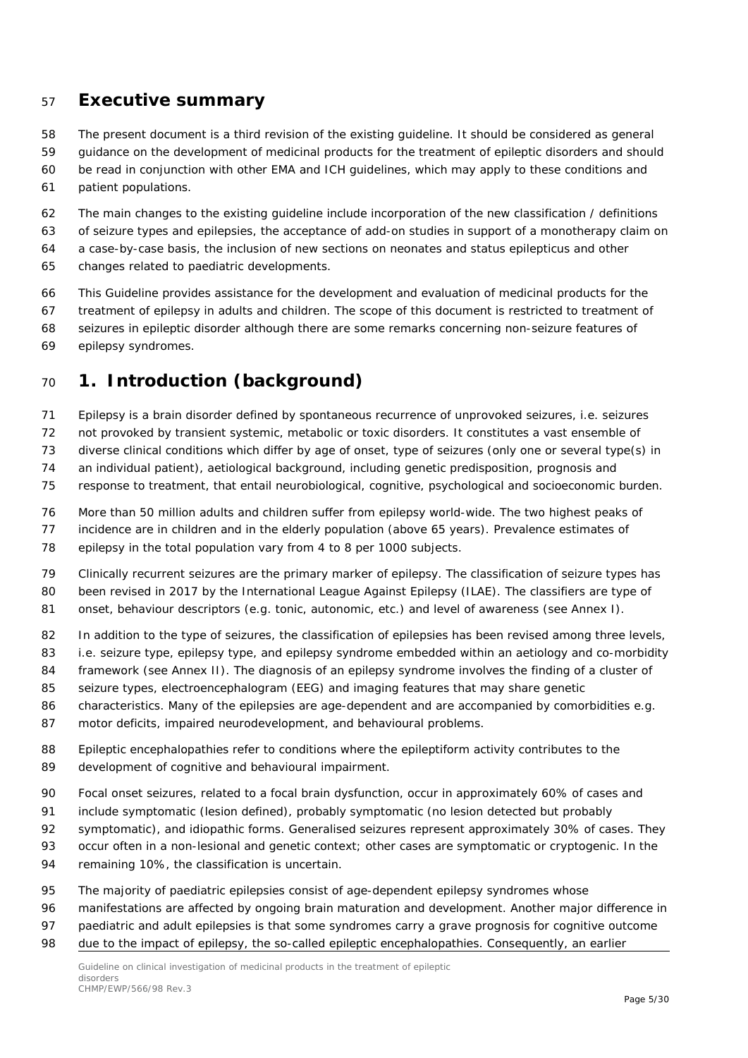## Executive summary

The present document is a third revision of the existing guideline. It should be considered as general guidance on the development of medicinal products for the treatment of epileptic disorders and should be read in conjunction with other EMA and ICH guidelines, which may apply to these conditions and patient populations.

The main changes to the existing guideline include incorporation of the new classification / definitions of seizure types and epilepsies, the acceptance of add-on studies in support of a monotherapy claim on a case-by-case basis, the inclusion of new sections on neonates and status epilepticus and other changes related to paediatric developments.

This Guideline provides assistance for the development and evaluation of medicinal products for the treatment of epilepsy in adults and children. The scope of this document is restricted to treatment of seizures in epileptic disorder although there are some remarks concerning non-seizure features of epilepsy syndromes.

# 1. Introduction (background)

Epilepsy is a brain disorder defined by spontaneous recurrence of unprovoked seizures, i.e. seizures not provoked by transient systemic, metabolic or toxic disorders. It constitutes a vast ensemble of diverse clinical conditions which differ by age of onset, type of seizures (only one or several type(s) in an individual patient), aetiological background, including genetic predisposition, prognosis and response to treatment, that entail neurobiological, cognitive, psychological and socioeconomic burden.

More than 50 million adults and children suffer from epilepsy world-wide. The two highest peaks of incidence are in children and in the elderly population (above 65 years). Prevalence estimates of epilepsy in the total population vary from 4 to 8 per 1000 subjects.

Clinically recurrent seizures are the primary marker of epilepsy. The classification of seizure types has been revised in 2017 by the International League Against Epilepsy (ILAE). The classifiers are type of onset, behaviour descriptors (e.g. tonic, autonomic, etc.) and level of awareness (see Annex I).

In addition to the type of seizures, the classification of epilepsies has been revised among three levels, i.e. seizure type, epilepsy type, and epilepsy syndrome embedded within an aetiology and co-morbidity framework (see Annex II). The diagnosis of an epilepsy syndrome involves the finding of a cluster of seizure types, electroencephalogram (EEG) and imaging features that may share genetic characteristics. Many of the epilepsies are age-dependent and are accompanied by comorbidities e.g. motor deficits, impaired neurodevelopment, and behavioural problems.

Epileptic encephalopathies refer to conditions where the epileptiform activity contributes to the development of cognitive and behavioural impairment.

Focal onset seizures, related to a focal brain dysfunction, occur in approximately 60% of cases and include symptomatic (lesion defined), probably symptomatic (no lesion detected but probably symptomatic), and idiopathic forms. Generalised seizures represent approximately 30% of cases. They occur often in a non-lesional and genetic context; other cases are symptomatic or cryptogenic. In the remaining 10%, the classification is uncertain.

The majority of paediatric epilepsies consist of age-dependent epilepsy syndromes whose manifestations are affected by ongoing brain maturation and development. Another major difference in paediatric and adult epilepsies is that some syndromes carry a grave prognosis for cognitive outcome due to the impact of epilepsy, the so-called epileptic encephalopathies. Consequently, an earlier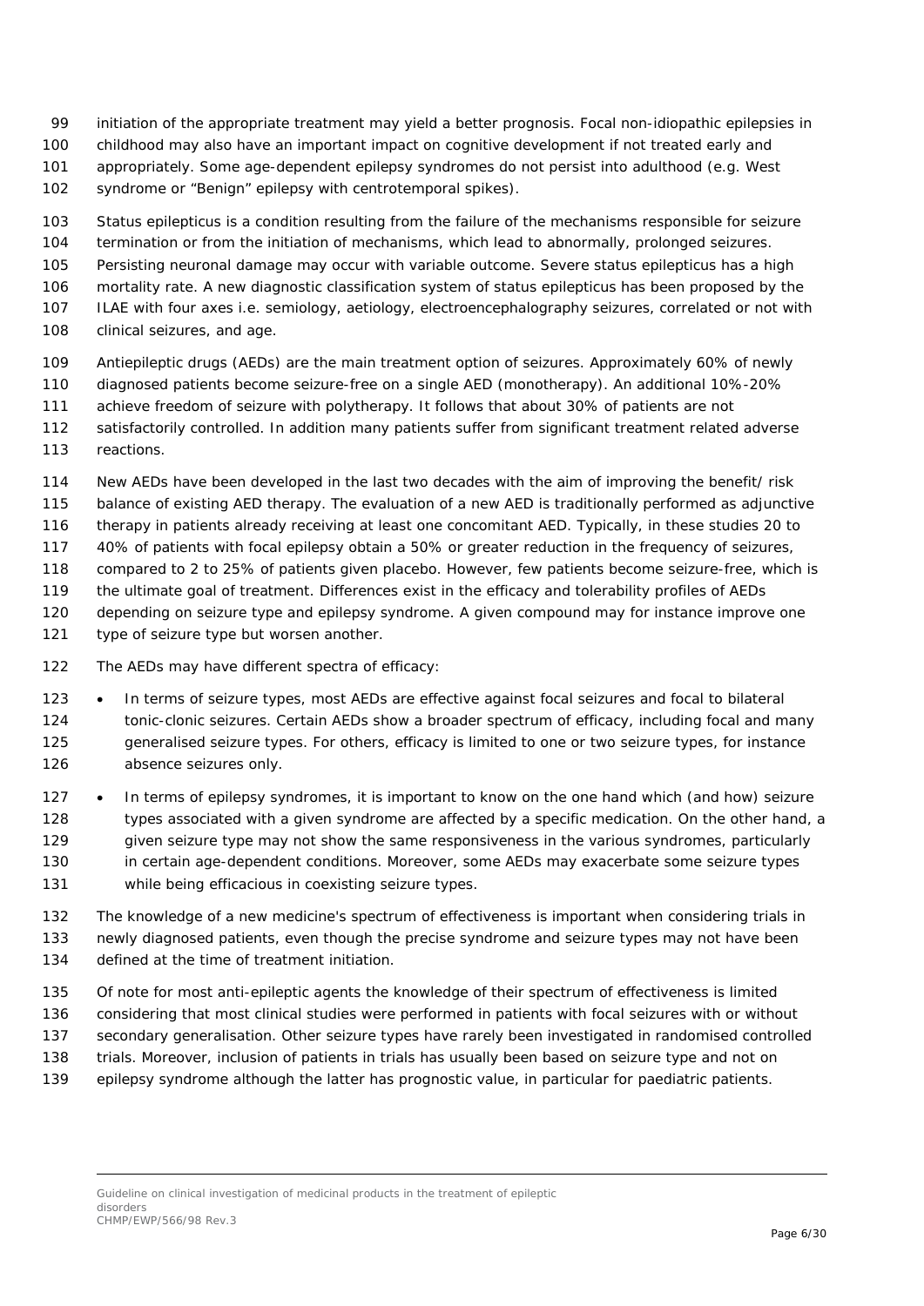initiation of the appropriate treatment may yield a better prognosis. Focal non-idiopathic epilepsies in childhood may also have an important impact on cognitive development if not treated early and appropriately. Some age-dependent epilepsy syndromes do not persist into adulthood (e.g. West syndrome or "Benign" epilepsy with centrotemporal spikes).

Status epilepticus is a condition resulting from the failure of the mechanisms responsible for seizure termination or from the initiation of mechanisms, which lead to abnormally, prolonged seizures. Persisting neuronal damage may occur with variable outcome. Severe status epilepticus has a high mortality rate. A new diagnostic classification system of status epilepticus has been proposed by the ILAE with four axes i.e. semiology, aetiology, electroencephalography seizures, correlated or not with clinical seizures, and age.

Antiepileptic drugs (AEDs) are the main treatment option of seizures. Approximately 60% of newly diagnosed patients become seizure-free on a single AED (monotherapy). An additional 10%-20% achieve freedom of seizure with polytherapy. It follows that about 30% of patients are not satisfactorily controlled. In addition many patients suffer from significant treatment related adverse reactions.

New AEDs have been developed in the last two decades with the aim of improving the benefit/ risk balance of existing AED therapy. The evaluation of a new AED is traditionally performed as adjunctive therapy in patients already receiving at least one concomitant AED. Typically, in these studies 20 to 40% of patients with focal epilepsy obtain a 50% or greater reduction in the frequency of seizures, compared to 2 to 25% of patients given placebo. However, few patients become seizure-free, which is the ultimate goal of treatment. Differences exist in the efficacy and tolerability profiles of AEDs depending on seizure type and epilepsy syndrome. A given compound may for instance improve one type of seizure type but worsen another.

The AEDs may have different spectra of efficacy:

- In terms of seizure types, most AEDs are effective against focal seizures and focal to bilateral tonic-clonic seizures. Certain AEDs show a broader spectrum of efficacy, including focal and many generalised seizure types. For others, efficacy is limited to one or two seizure types, for instance absence seizures only.
- In terms of epilepsy syndromes, it is important to know on the one hand which (and how) seizure types associated with a given syndrome are affected by a specific medication. On the other hand, a given seizure type may not show the same responsiveness in the various syndromes, particularly in certain age-dependent conditions. Moreover, some AEDs may exacerbate some seizure types while being efficacious in coexisting seizure types.

The knowledge of a new medicine's spectrum of effectiveness is important when considering trials in newly diagnosed patients, even though the precise syndrome and seizure types may not have been defined at the time of treatment initiation.

Of note for most anti-epileptic agents the knowledge of their spectrum of effectiveness is limited considering that most clinical studies were performed in patients with focal seizures with or without secondary generalisation. Other seizure types have rarely been investigated in randomised controlled trials. Moreover, inclusion of patients in trials has usually been based on seizure type and not on epilepsy syndrome although the latter has prognostic value, in particular for paediatric patients.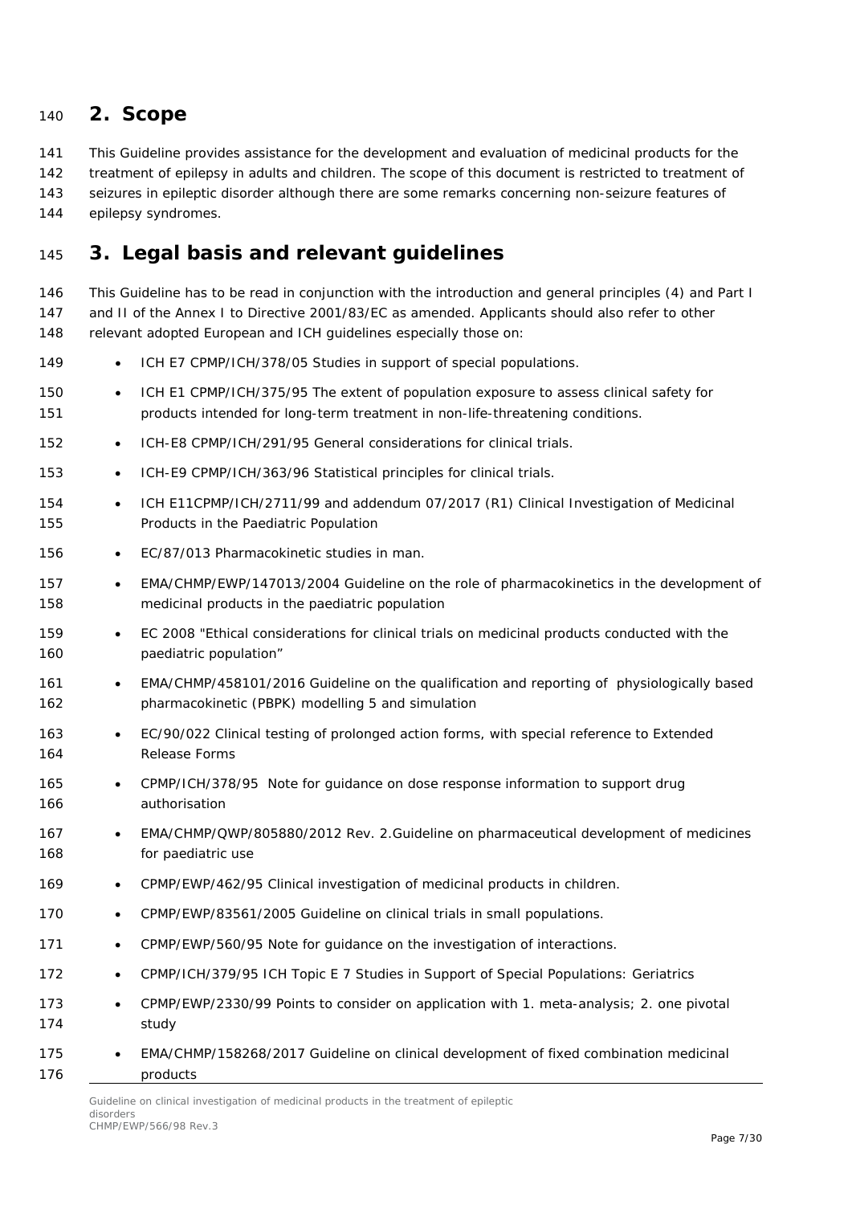## 2. Scope

This Guideline provides assistance for the development and evaluation of medicinal products for the treatment of epilepsy in adults and children. The scope of this document is restricted to treatment of seizures in epileptic disorder although there are some remarks concerning non-seizure features of epilepsy syndromes.

## 3. Legal basis and relevant guidelines

This Guideline has to be read in conjunction with the introduction and general principles (4) and Part I and II of the Annex I to Directive 2001/83/EC as amended. Applicants should also refer to other relevant adopted European and ICH guidelines especially those on:

- ICH E7 CPMP/ICH/378/05 Studies in support of special populations.
- ICH E1 CPMP/ICH/375/95 The extent of population exposure to assess clinical safety for products intended for long-term treatment in non-life-threatening conditions.
- ICH-E8 CPMP/ICH/291/95 General considerations for clinical trials.
- ICH-E9 CPMP/ICH/363/96 Statistical principles for clinical trials.
- ICH E11CPMP/ICH/2711/99 and addendum 07/2017 (R1) Clinical Investigation of Medicinal Products in the Paediatric Population
- EC/87/013 Pharmacokinetic studies in man.
- EMA/CHMP/EWP/147013/2004 Guideline on the role of pharmacokinetics in the development of medicinal products in the paediatric population
- EC 2008 "Ethical considerations for clinical trials on medicinal products conducted with the paediatric population"
- EMA/CHMP/458101/2016 Guideline on the qualification and reporting of physiologically based pharmacokinetic (PBPK) modelling 5 and simulation
- EC/90/022 Clinical testing of prolonged action forms, with special reference to Extended Release Forms
- CPMP/ICH/378/95 Note for guidance on dose response information to support drug authorisation
- EMA/CHMP/QWP/805880/2012 Rev. 2.Guideline on pharmaceutical development of medicines for paediatric use
- CPMP/EWP/462/95 Clinical investigation of medicinal products in children.
- CPMP/EWP/83561/2005 Guideline on clinical trials in small populations.
- CPMP/EWP/560/95 Note for guidance on the investigation of interactions.
- CPMP/ICH/379/95 ICH Topic E 7 Studies in Support of Special Populations: Geriatrics
- CPMP/EWP/2330/99 Points to consider on application with 1. meta-analysis; 2. one pivotal study
- EMA/CHMP/158268/2017 Guideline on clinical development of fixed combination medicinal products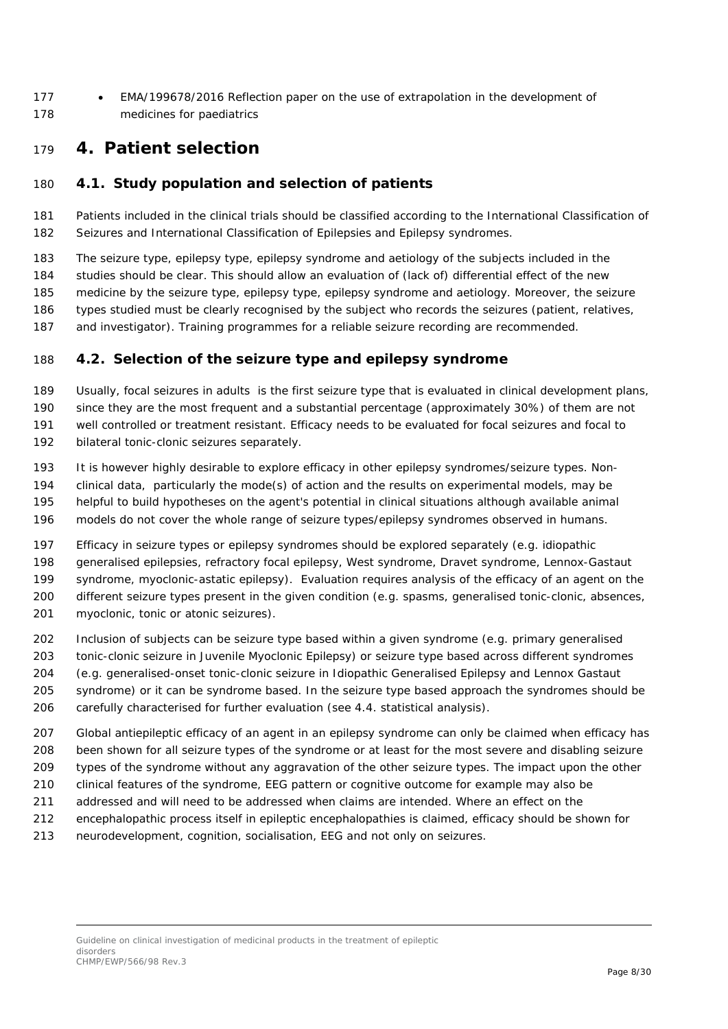- EMA/199678/2016 Reflection paper on the use of extrapolation in the development of medicines for paediatrics

# 4. Patient selection

## 4.1. Study population and selection of patients

Patients included in the clinical trials should be classified according to the International Classification of Seizures and International Classification of Epilepsies and Epilepsy syndromes.

The seizure type, epilepsy type, epilepsy syndrome and aetiology of the subjects included in the studies should be clear. This should allow an evaluation of (lack of) differential effect of the new medicine by the seizure type, epilepsy type, epilepsy syndrome and aetiology. Moreover, the seizure types studied must be clearly recognised by the subject who records the seizures (patient, relatives, and investigator). Training programmes for a reliable seizure recording are recommended.

## 4.2. Selection of the seizure type and epilepsy syndrome

Usually, focal seizures in adults is the first seizure type that is evaluated in clinical development plans, since they are the most frequent and a substantial percentage (approximately 30%) of them are not well controlled or treatment resistant. Efficacy needs to be evaluated for focal seizures and focal to bilateral tonic-clonic seizures separately.

It is however highly desirable to explore efficacy in other epilepsy syndromes/seizure types. Non-clinical data, particularly the mode(s) of action and the results on experimental models, may be helpful to build hypotheses on the agent's potential in clinical situations although available animal models do not cover the whole range of seizure types/epilepsy syndromes observed in humans.

Efficacy in seizure types or epilepsy syndromes should be explored separately (e.g. idiopathic generalised epilepsies, refractory focal epilepsy, West syndrome, Dravet syndrome, Lennox-Gastaut syndrome, myoclonic-astatic epilepsy). Evaluation requires analysis of the efficacy of an agent on the different seizure types present in the given condition (e.g. spasms, generalised tonic-clonic, absences, myoclonic, tonic or atonic seizures).

Inclusion of subjects can be seizure type based within a given syndrome (e.g. primary generalised tonic-clonic seizure in Juvenile Myoclonic Epilepsy) or seizure type based across different syndromes (e.g. generalised-onset tonic-clonic seizure in Idiopathic Generalised Epilepsy and Lennox Gastaut syndrome) or it can be syndrome based. In the seizure type based approach the syndromes should be carefully characterised for further evaluation (see 4.4. statistical analysis).

Global antiepileptic efficacy of an agent in an epilepsy syndrome can only be claimed when efficacy has been shown for all seizure types of the syndrome or at least for the most severe and disabling seizure types of the syndrome without any aggravation of the other seizure types. The impact upon the other clinical features of the syndrome, EEG pattern or cognitive outcome for example may also be addressed and will need to be addressed when claims are intended. Where an effect on the encephalopathic process itself in epileptic encephalopathies is claimed, efficacy should be shown for neurodevelopment, cognition, socialisation, EEG and not only on seizures.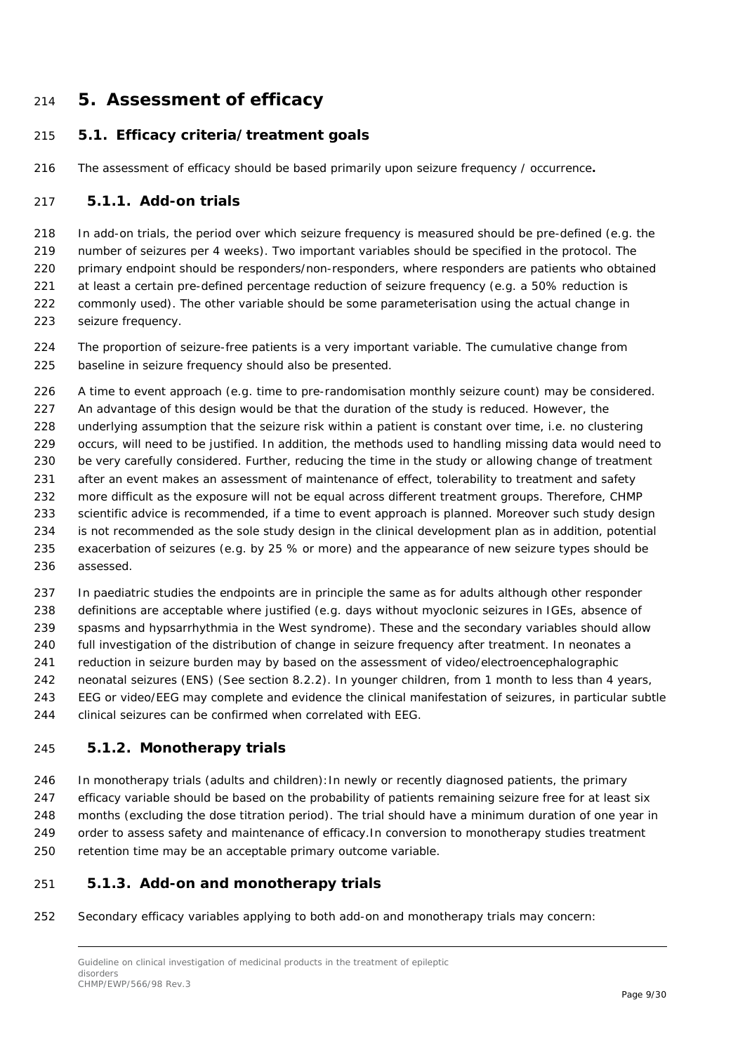# 5. Assessment of efficacy

## 5.1. Efficacy criteria/treatment goals

The assessment of efficacy should be based primarily upon seizure frequency / occurrence**.**

### 5.1.1. Add-on trials

In add-on trials, the period over which seizure frequency is measured should be pre-defined (e.g. the number of seizures per 4 weeks). Two important variables should be specified in the protocol. The primary endpoint should be responders/non-responders, where responders are patients who obtained at least a certain pre-defined percentage reduction of seizure frequency (e.g. a 50% reduction is commonly used). The other variable should be some parameterisation using the actual change in seizure frequency.

The proportion of seizure-free patients is a very important variable. The cumulative change from baseline in seizure frequency should also be presented.

A time to event approach (e.g. time to pre-randomisation monthly seizure count) may be considered. An advantage of this design would be that the duration of the study is reduced. However, the underlying assumption that the seizure risk within a patient is constant over time, i.e. no clustering occurs, will need to be justified. In addition, the methods used to handling missing data would need to be very carefully considered. Further, reducing the time in the study or allowing change of treatment after an event makes an assessment of maintenance of effect, tolerability to treatment and safety more difficult as the exposure will not be equal across different treatment groups. Therefore, CHMP scientific advice is recommended, if a time to event approach is planned. Moreover such study design is not recommended as the sole study design in the clinical development plan as in addition, potential exacerbation of seizures (e.g. by 25 % or more) and the appearance of new seizure types should be assessed.

In paediatric studies the endpoints are in principle the same as for adults although other responder definitions are acceptable where justified (e.g. days without myoclonic seizures in IGEs, absence of spasms and hypsarrhythmia in the West syndrome). These and the secondary variables should allow full investigation of the distribution of change in seizure frequency after treatment. In neonates a reduction in seizure burden may by based on the assessment of video/electroencephalographic neonatal seizures (ENS) (See section 8.2.2). In younger children, from 1 month to less than 4 years, EEG or video/EEG may complete and evidence the clinical manifestation of seizures, in particular subtle clinical seizures can be confirmed when correlated with EEG.

### 5.1.2. Monotherapy trials

In monotherapy trials (adults and children):In newly or recently diagnosed patients, the primary efficacy variable should be based on the probability of patients remaining seizure free for at least six months (excluding the dose titration period). The trial should have a minimum duration of one year in order to assess safety and maintenance of efficacy.In conversion to monotherapy studies treatment retention time may be an acceptable primary outcome variable.

### 5.1.3. Add-on and monotherapy trials

Secondary efficacy variables applying to both add-on and monotherapy trials may concern: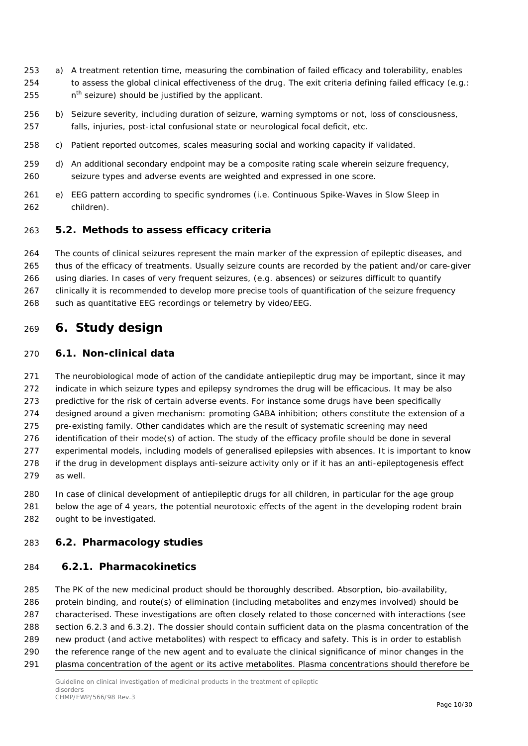a) A treatment retention time, measuring the combination of failed efficacy and tolerability, enables to assess the global clinical effectiveness of the drug. The exit criteria defining failed efficacy (e.g.: $n^{th}$ seizure) should be justified by the applicant.

b) Seizure severity, including duration of seizure, warning symptoms or not, loss of consciousness, falls, injuries, post-ictal confusional state or neurological focal deficit, etc.

c) Patient reported outcomes, scales measuring social and working capacity if validated.

d) An additional secondary endpoint may be a composite rating scale wherein seizure frequency, seizure types and adverse events are weighted and expressed in one score.

e) EEG pattern according to specific syndromes (i.e. Continuous Spike-Waves in Slow Sleep in children).

### 5.2. Methods to assess efficacy criteria

The counts of clinical seizures represent the main marker of the expression of epileptic diseases, and thus of the efficacy of treatments. Usually seizure counts are recorded by the patient and/or care-giver using diaries. In cases of very frequent seizures, (e.g. absences) or seizures difficult to quantify clinically it is recommended to develop more precise tools of quantification of the seizure frequency such as quantitative EEG recordings or telemetry by video/EEG.

## 6. Study design

### 6.1. Non-clinical data

The neurobiological mode of action of the candidate antiepileptic drug may be important, since it may indicate in which seizure types and epilepsy syndromes the drug will be efficacious. It may be also predictive for the risk of certain adverse events. For instance some drugs have been specifically designed around a given mechanism: promoting GABA inhibition; others constitute the extension of a pre-existing family. Other candidates which are the result of systematic screening may need identification of their mode(s) of action. The study of the efficacy profile should be done in several experimental models, including models of generalised epilepsies with absences. It is important to know if the drug in development displays anti-seizure activity only or if it has an anti-epileptogenesis effect as well.

In case of clinical development of antiepileptic drugs for all children, in particular for the age group below the age of 4 years, the potential neurotoxic effects of the agent in the developing rodent brain ought to be investigated.

### 6.2. Pharmacology studies

#### 6.2.1. Pharmacokinetics

The PK of the new medicinal product should be thoroughly described. Absorption, bio-availability, protein binding, and route(s) of elimination (including metabolites and enzymes involved) should be characterised. These investigations are often closely related to those concerned with interactions (see section 6.2.3 and 6.3.2). The dossier should contain sufficient data on the plasma concentration of the new product (and active metabolites) with respect to efficacy and safety. This is in order to establish the reference range of the new agent and to evaluate the clinical significance of minor changes in the plasma concentration of the agent or its active metabolites. Plasma concentrations should therefore be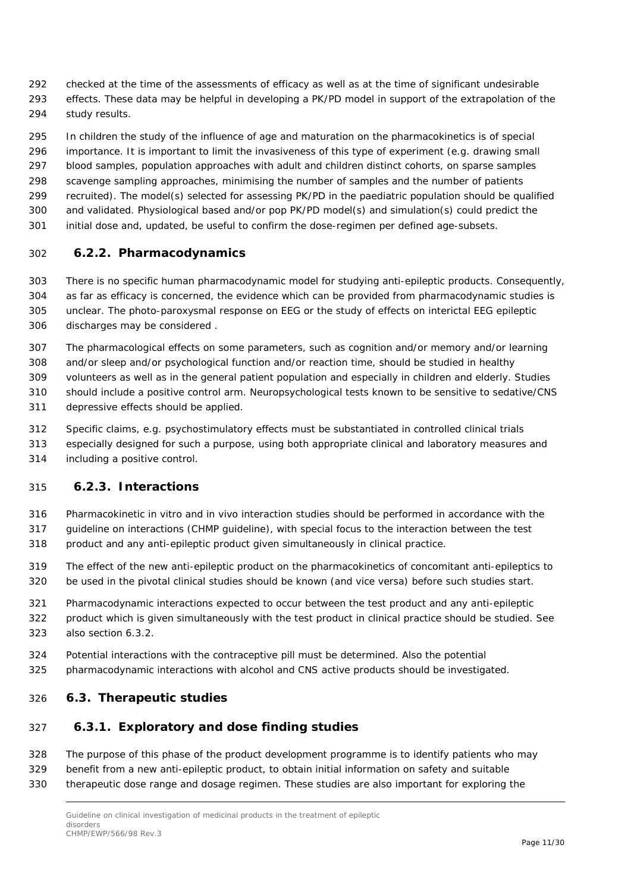checked at the time of the assessments of efficacy as well as at the time of significant undesirable effects. These data may be helpful in developing a PK/PD model in support of the extrapolation of the study results.

In children the study of the influence of age and maturation on the pharmacokinetics is of special importance. It is important to limit the invasiveness of this type of experiment (e.g. drawing small blood samples, population approaches with adult and children distinct cohorts, on sparse samples scavenge sampling approaches, minimising the number of samples and the number of patients recruited). The model(s) selected for assessing PK/PD in the paediatric population should be qualified and validated. Physiological based and/or pop PK/PD model(s) and simulation(s) could predict the initial dose and, updated, be useful to confirm the dose-regimen per defined age-subsets.

### 6.2.2. Pharmacodynamics

There is no specific human pharmacodynamic model for studying anti-epileptic products. Consequently, as far as efficacy is concerned, the evidence which can be provided from pharmacodynamic studies is unclear. The photo-paroxysmal response on EEG or the study of effects on interictal EEG epileptic discharges may be considered .

The pharmacological effects on some parameters, such as cognition and/or memory and/or learning and/or sleep and/or psychological function and/or reaction time, should be studied in healthy volunteers as well as in the general patient population and especially in children and elderly. Studies should include a positive control arm. Neuropsychological tests known to be sensitive to sedative/CNS depressive effects should be applied.

Specific claims, e.g. psychostimulatory effects must be substantiated in controlled clinical trials especially designed for such a purpose, using both appropriate clinical and laboratory measures and including a positive control.

### 6.2.3. Interactions

Pharmacokinetic in vitro and in vivo interaction studies should be performed in accordance with the guideline on interactions (CHMP guideline), with special focus to the interaction between the test product and any anti-epileptic product given simultaneously in clinical practice.

The effect of the new anti-epileptic product on the pharmacokinetics of concomitant anti-epileptics to be used in the pivotal clinical studies should be known (and vice versa) before such studies start.

Pharmacodynamic interactions expected to occur between the test product and any anti-epileptic product which is given simultaneously with the test product in clinical practice should be studied. See also section 6.3.2.

Potential interactions with the contraceptive pill must be determined. Also the potential pharmacodynamic interactions with alcohol and CNS active products should be investigated.

## 6.3. Therapeutic studies

### 6.3.1. Exploratory and dose finding studies

The purpose of this phase of the product development programme is to identify patients who may benefit from a new anti-epileptic product, to obtain initial information on safety and suitable therapeutic dose range and dosage regimen. These studies are also important for exploring the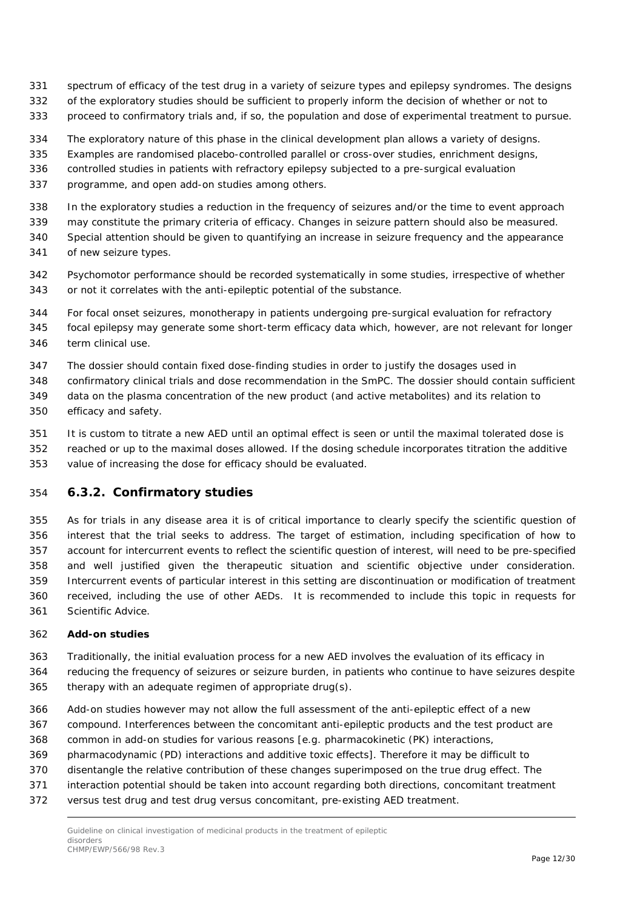spectrum of efficacy of the test drug in a variety of seizure types and epilepsy syndromes. The designs of the exploratory studies should be sufficient to properly inform the decision of whether or not to proceed to confirmatory trials and, if so, the population and dose of experimental treatment to pursue.

The exploratory nature of this phase in the clinical development plan allows a variety of designs. Examples are randomised placebo-controlled parallel or cross-over studies, enrichment designs, controlled studies in patients with refractory epilepsy subjected to a pre-surgical evaluation programme, and open add-on studies among others.

In the exploratory studies a reduction in the frequency of seizures and/or the time to event approach may constitute the primary criteria of efficacy. Changes in seizure pattern should also be measured. Special attention should be given to quantifying an increase in seizure frequency and the appearance of new seizure types.

Psychomotor performance should be recorded systematically in some studies, irrespective of whether or not it correlates with the anti-epileptic potential of the substance.

For focal onset seizures, monotherapy in patients undergoing pre-surgical evaluation for refractory focal epilepsy may generate some short-term efficacy data which, however, are not relevant for longer term clinical use.

The dossier should contain fixed dose-finding studies in order to justify the dosages used in confirmatory clinical trials and dose recommendation in the SmPC. The dossier should contain sufficient data on the plasma concentration of the new product (and active metabolites) and its relation to efficacy and safety.

It is custom to titrate a new AED until an optimal effect is seen or until the maximal tolerated dose is reached or up to the maximal doses allowed. If the dosing schedule incorporates titration the additive value of increasing the dose for efficacy should be evaluated.

### 6.3.2. Confirmatory studies

As for trials in any disease area it is of critical importance to clearly specify the scientific question of interest that the trial seeks to address. The target of estimation, including specification of how to account for intercurrent events to reflect the scientific question of interest, will need to be pre-specified and well justified given the therapeutic situation and scientific objective under consideration. Intercurrent events of particular interest in this setting are discontinuation or modification of treatment received, including the use of other AEDs. It is recommended to include this topic in requests for Scientific Advice.

**Add-on studies**

Traditionally, the initial evaluation process for a new AED involves the evaluation of its efficacy in reducing the frequency of seizures or seizure burden, in patients who continue to have seizures despite therapy with an adequate regimen of appropriate drug(s).

Add-on studies however may not allow the full assessment of the anti-epileptic effect of a new compound. Interferences between the concomitant anti-epileptic products and the test product are common in add-on studies for various reasons [e.g. pharmacokinetic (PK) interactions, pharmacodynamic (PD) interactions and additive toxic effects]. Therefore it may be difficult to disentangle the relative contribution of these changes superimposed on the true drug effect. The interaction potential should be taken into account regarding both directions, concomitant treatment versus test drug and test drug versus concomitant, pre-existing AED treatment.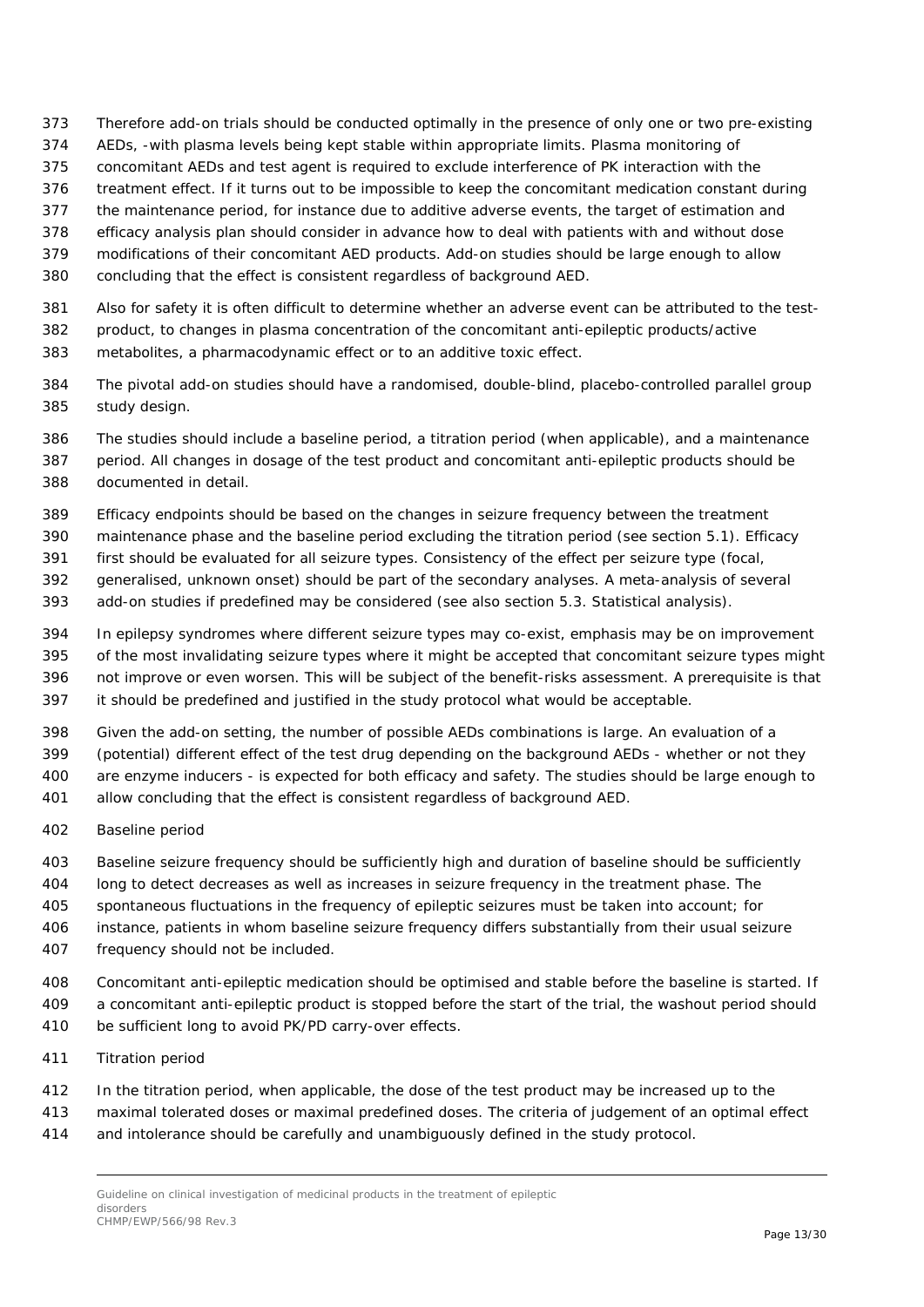Therefore add-on trials should be conducted optimally in the presence of only one or two pre-existing AEDs, -with plasma levels being kept stable within appropriate limits. Plasma monitoring of concomitant AEDs and test agent is required to exclude interference of PK interaction with the treatment effect. If it turns out to be impossible to keep the concomitant medication constant during the maintenance period, for instance due to additive adverse events, the target of estimation and efficacy analysis plan should consider in advance how to deal with patients with and without dose modifications of their concomitant AED products. Add-on studies should be large enough to allow concluding that the effect is consistent regardless of background AED.

Also for safety it is often difficult to determine whether an adverse event can be attributed to the test-product, to changes in plasma concentration of the concomitant anti-epileptic products/active metabolites, a pharmacodynamic effect or to an additive toxic effect.

The pivotal add-on studies should have a randomised, double-blind, placebo-controlled parallel group study design.

The studies should include a baseline period, a titration period (when applicable), and a maintenance period. All changes in dosage of the test product and concomitant anti-epileptic products should be documented in detail.

Efficacy endpoints should be based on the changes in seizure frequency between the treatment maintenance phase and the baseline period excluding the titration period (see section 5.1). Efficacy first should be evaluated for all seizure types. Consistency of the effect per seizure type (focal, generalised, unknown onset) should be part of the secondary analyses. A meta-analysis of several add-on studies if predefined may be considered (see also section 5.3. Statistical analysis).

In epilepsy syndromes where different seizure types may co-exist, emphasis may be on improvement of the most invalidating seizure types where it might be accepted that concomitant seizure types might not improve or even worsen. This will be subject of the benefit-risks assessment. A prerequisite is that it should be predefined and justified in the study protocol what would be acceptable.

Given the add-on setting, the number of possible AEDs combinations is large. An evaluation of a (potential) different effect of the test drug depending on the background AEDs - whether or not they are enzyme inducers - is expected for both efficacy and safety. The studies should be large enough to allow concluding that the effect is consistent regardless of background AED.

*Baseline period*

Baseline seizure frequency should be sufficiently high and duration of baseline should be sufficiently long to detect decreases as well as increases in seizure frequency in the treatment phase. The spontaneous fluctuations in the frequency of epileptic seizures must be taken into account; for instance, patients in whom baseline seizure frequency differs substantially from their usual seizure frequency should not be included.

Concomitant anti-epileptic medication should be optimised and stable before the baseline is started. If a concomitant anti-epileptic product is stopped before the start of the trial, the washout period should be sufficient long to avoid PK/PD carry-over effects.

*Titration period*

In the titration period, when applicable, the dose of the test product may be increased up to the maximal tolerated doses or maximal predefined doses. The criteria of judgement of an optimal effect and intolerance should be carefully and unambiguously defined in the study protocol.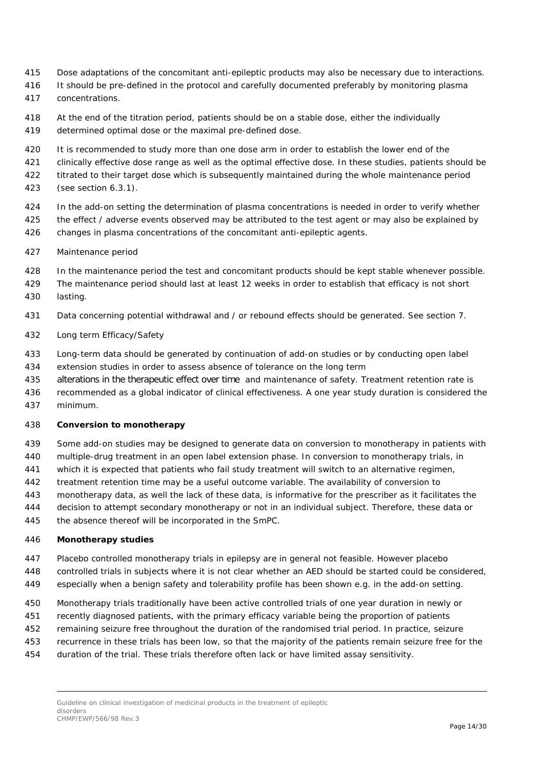Dose adaptations of the concomitant anti-epileptic products may also be necessary due to interactions. It should be pre-defined in the protocol and carefully documented preferably by monitoring plasma concentrations.

At the end of the titration period, patients should be on a stable dose, either the individually determined optimal dose or the maximal pre-defined dose.

It is recommended to study more than one dose arm in order to establish the lower end of the clinically effective dose range as well as the optimal effective dose. In these studies, patients should be titrated to their target dose which is subsequently maintained during the whole maintenance period (see section 6.3.1).

In the add-on setting the determination of plasma concentrations is needed in order to verify whether the effect / adverse events observed may be attributed to the test agent or may also be explained by changes in plasma concentrations of the concomitant anti-epileptic agents.

*Maintenance period*

In the maintenance period the test and concomitant products should be kept stable whenever possible. The maintenance period should last at least 12 weeks in order to establish that efficacy is not short lasting.

Data concerning potential withdrawal and / or rebound effects should be generated. See section 7.

*Long term Efficacy/Safety*

Long-term data should be generated by continuation of add-on studies or by conducting open label extension studies in order to assess absence of tolerance on the long term alterations in the therapeutic effect over time and maintenance of safety. Treatment retention rate is recommended as a global indicator of clinical effectiveness. A one year study duration is considered the minimum.

**Conversion to monotherapy**

Some add-on studies may be designed to generate data on conversion to monotherapy in patients with multiple-drug treatment in an open label extension phase. In conversion to monotherapy trials, in which it is expected that patients who fail study treatment will switch to an alternative regimen, treatment retention time may be a useful outcome variable. The availability of conversion to monotherapy data, as well the lack of these data, is informative for the prescriber as it facilitates the decision to attempt secondary monotherapy or not in an individual subject. Therefore, these data or the absence thereof will be incorporated in the SmPC.

**Monotherapy studies**

Placebo controlled monotherapy trials in epilepsy are in general not feasible. However placebo controlled trials in subjects where it is not clear whether an AED should be started could be considered, especially when a benign safety and tolerability profile has been shown e.g. in the add-on setting.

Monotherapy trials traditionally have been active controlled trials of one year duration in newly or recently diagnosed patients, with the primary efficacy variable being the proportion of patients remaining seizure free throughout the duration of the randomised trial period. In practice, seizure recurrence in these trials has been low, so that the majority of the patients remain seizure free for the duration of the trial. These trials therefore often lack or have limited assay sensitivity.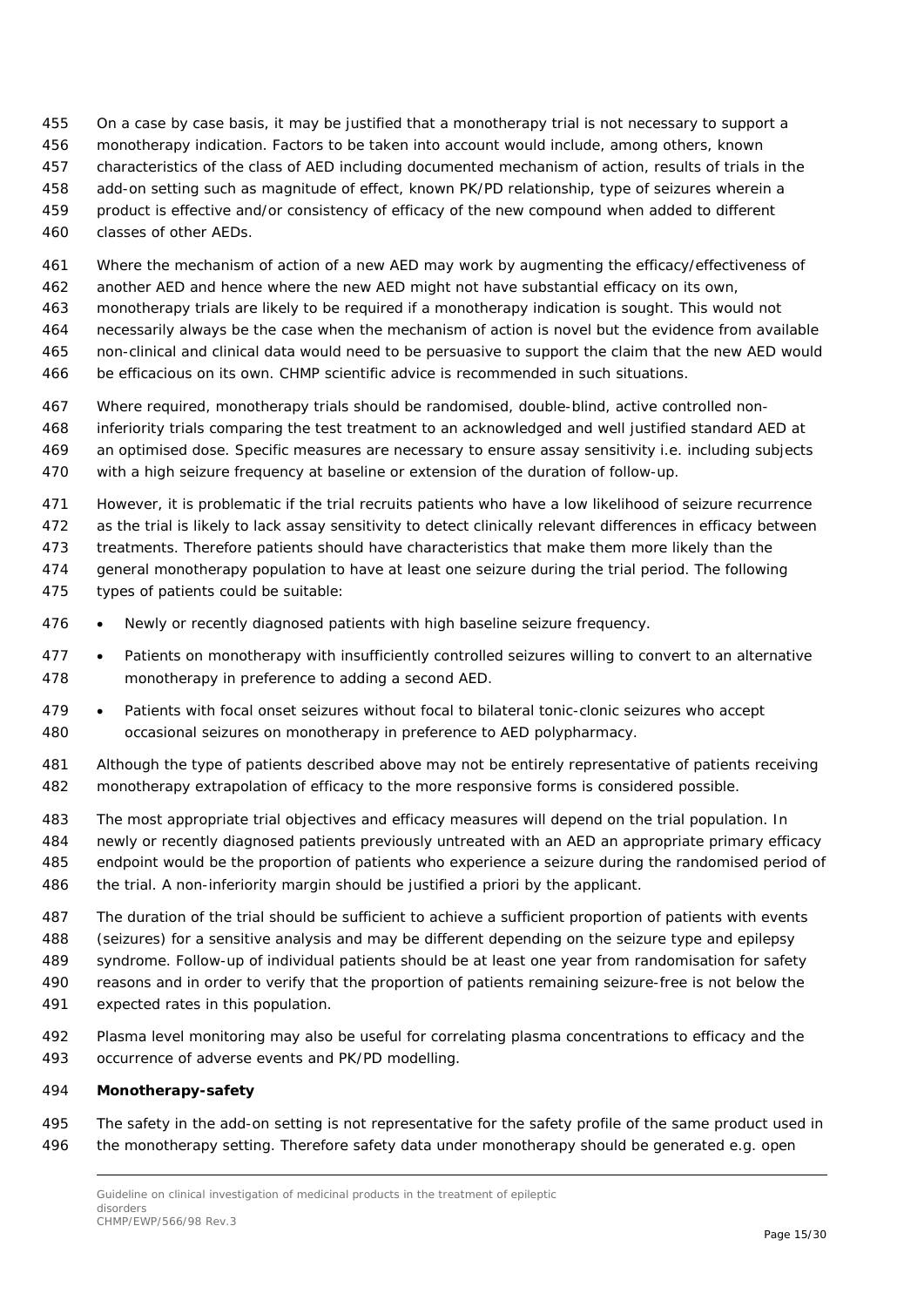On a case by case basis, it may be justified that a monotherapy trial is not necessary to support a monotherapy indication. Factors to be taken into account would include, among others, known characteristics of the class of AED including documented mechanism of action, results of trials in the add-on setting such as magnitude of effect, known PK/PD relationship, type of seizures wherein a product is effective and/or consistency of efficacy of the new compound when added to different classes of other AEDs.

Where the mechanism of action of a new AED may work by augmenting the efficacy/effectiveness of another AED and hence where the new AED might not have substantial efficacy on its own, monotherapy trials are likely to be required if a monotherapy indication is sought. This would not necessarily always be the case when the mechanism of action is novel but the evidence from available non-clinical and clinical data would need to be persuasive to support the claim that the new AED would be efficacious on its own. CHMP scientific advice is recommended in such situations.

Where required, monotherapy trials should be randomised, double-blind, active controlled non-inferiority trials comparing the test treatment to an acknowledged and well justified standard AED at an optimised dose. Specific measures are necessary to ensure assay sensitivity i.e. including subjects with a high seizure frequency at baseline or extension of the duration of follow-up.

However, it is problematic if the trial recruits patients who have a low likelihood of seizure recurrence as the trial is likely to lack assay sensitivity to detect clinically relevant differences in efficacy between treatments. Therefore patients should have characteristics that make them more likely than the general monotherapy population to have at least one seizure during the trial period. The following types of patients could be suitable:

- Newly or recently diagnosed patients with high baseline seizure frequency.
- Patients on monotherapy with insufficiently controlled seizures willing to convert to an alternative monotherapy in preference to adding a second AED.
- Patients with focal onset seizures without focal to bilateral tonic-clonic seizures who accept occasional seizures on monotherapy in preference to AED polypharmacy.

Although the type of patients described above may not be entirely representative of patients receiving monotherapy extrapolation of efficacy to the more responsive forms is considered possible.

The most appropriate trial objectives and efficacy measures will depend on the trial population. In newly or recently diagnosed patients previously untreated with an AED an appropriate primary efficacy endpoint would be the proportion of patients who experience a seizure during the randomised period of the trial. A non-inferiority margin should be justified a priori by the applicant.

The duration of the trial should be sufficient to achieve a sufficient proportion of patients with events (seizures) for a sensitive analysis and may be different depending on the seizure type and epilepsy syndrome. Follow-up of individual patients should be at least one year from randomisation for safety reasons and in order to verify that the proportion of patients remaining seizure-free is not below the expected rates in this population.

Plasma level monitoring may also be useful for correlating plasma concentrations to efficacy and the occurrence of adverse events and PK/PD modelling.

**Monotherapy-safety**

The safety in the add-on setting is not representative for the safety profile of the same product used in the monotherapy setting. Therefore safety data under monotherapy should be generated e.g. open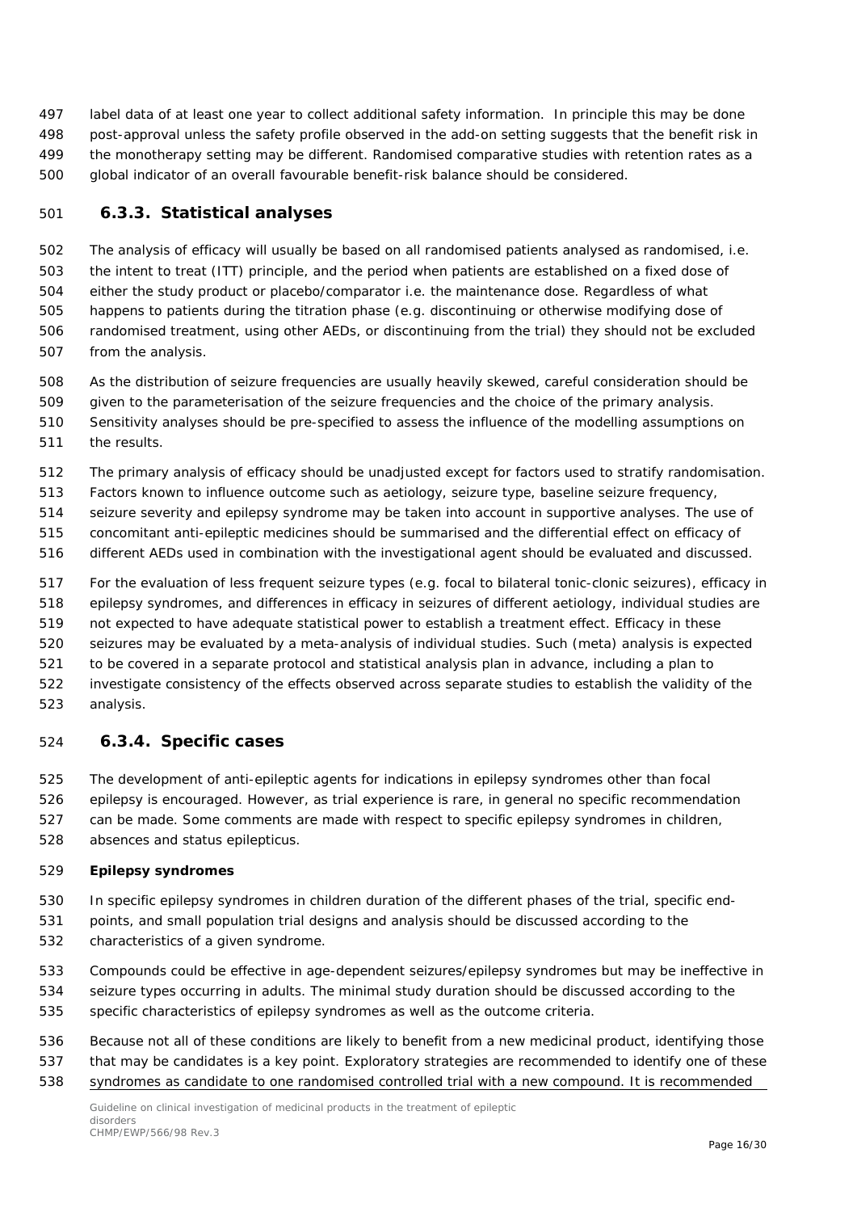label data of at least one year to collect additional safety information. In principle this may be done post-approval unless the safety profile observed in the add-on setting suggests that the benefit risk in the monotherapy setting may be different. Randomised comparative studies with retention rates as a global indicator of an overall favourable benefit-risk balance should be considered.

### 6.3.3. Statistical analyses

The analysis of efficacy will usually be based on all randomised patients analysed as randomised, i.e. the intent to treat (ITT) principle, and the period when patients are established on a fixed dose of either the study product or placebo/comparator i.e. the maintenance dose. Regardless of what happens to patients during the titration phase (e.g. discontinuing or otherwise modifying dose of randomised treatment, using other AEDs, or discontinuing from the trial) they should not be excluded from the analysis.

As the distribution of seizure frequencies are usually heavily skewed, careful consideration should be given to the parameterisation of the seizure frequencies and the choice of the primary analysis. Sensitivity analyses should be pre-specified to assess the influence of the modelling assumptions on the results.

The primary analysis of efficacy should be unadjusted except for factors used to stratify randomisation. Factors known to influence outcome such as aetiology, seizure type, baseline seizure frequency, seizure severity and epilepsy syndrome may be taken into account in supportive analyses. The use of concomitant anti-epileptic medicines should be summarised and the differential effect on efficacy of different AEDs used in combination with the investigational agent should be evaluated and discussed.

For the evaluation of less frequent seizure types (e.g. focal to bilateral tonic-clonic seizures), efficacy in epilepsy syndromes, and differences in efficacy in seizures of different aetiology, individual studies are not expected to have adequate statistical power to establish a treatment effect. Efficacy in these seizures may be evaluated by a meta-analysis of individual studies. Such (meta) analysis is expected to be covered in a separate protocol and statistical analysis plan in advance, including a plan to investigate consistency of the effects observed across separate studies to establish the validity of the analysis.

### 6.3.4. Specific cases

The development of anti-epileptic agents for indications in epilepsy syndromes other than focal epilepsy is encouraged. However, as trial experience is rare, in general no specific recommendation can be made. Some comments are made with respect to specific epilepsy syndromes in children, absences and status epilepticus.

**Epilepsy syndromes**

In specific epilepsy syndromes in children duration of the different phases of the trial, specific end-points, and small population trial designs and analysis should be discussed according to the characteristics of a given syndrome.

Compounds could be effective in age-dependent seizures/epilepsy syndromes but may be ineffective in seizure types occurring in adults. The minimal study duration should be discussed according to the specific characteristics of epilepsy syndromes as well as the outcome criteria.

Because not all of these conditions are likely to benefit from a new medicinal product, identifying those that may be candidates is a key point. Exploratory strategies are recommended to identify one of these syndromes as candidate to one randomised controlled trial with a new compound. It is recommended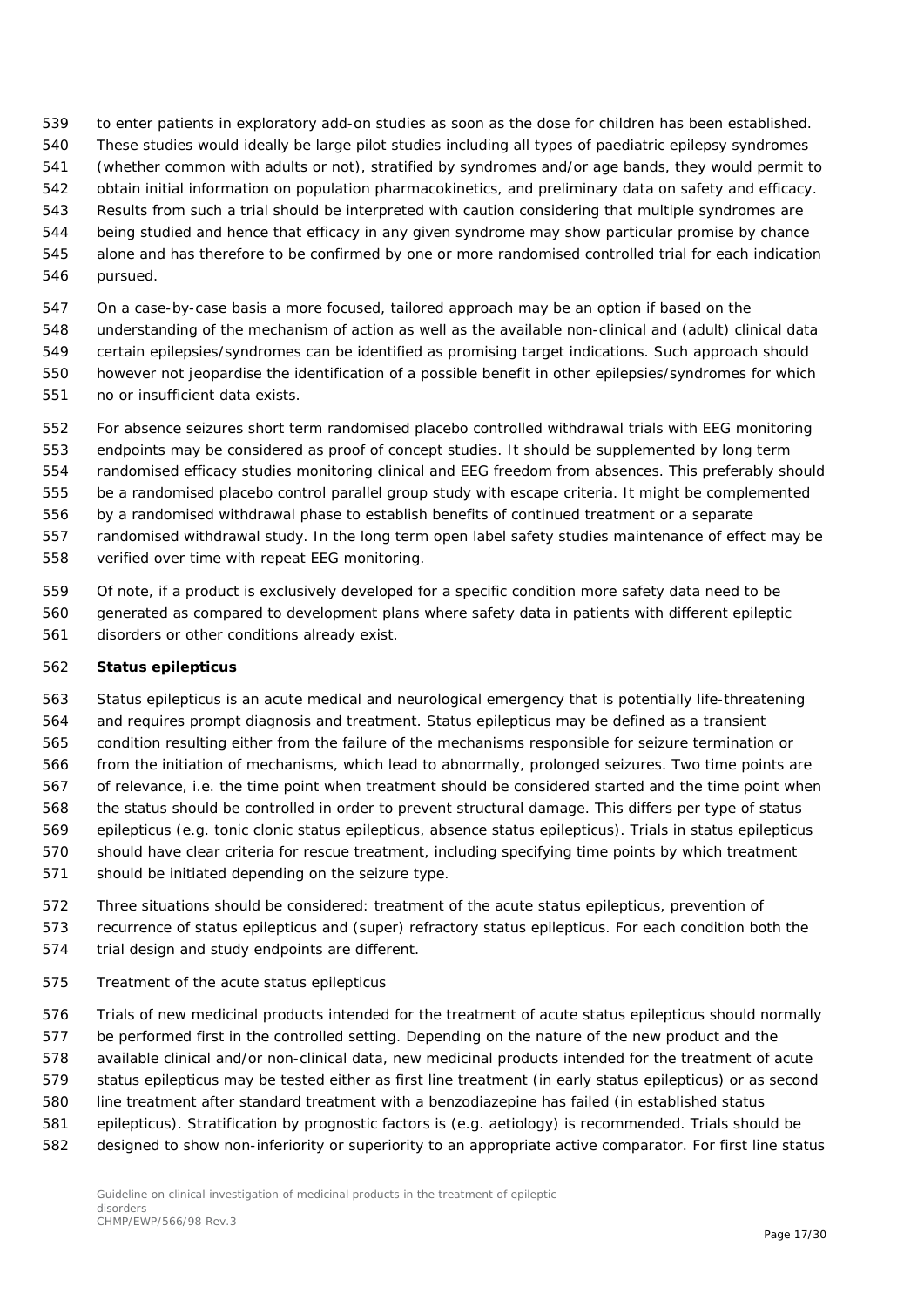to enter patients in exploratory add-on studies as soon as the dose for children has been established. These studies would ideally be large pilot studies including all types of paediatric epilepsy syndromes (whether common with adults or not), stratified by syndromes and/or age bands, they would permit to obtain initial information on population pharmacokinetics, and preliminary data on safety and efficacy. Results from such a trial should be interpreted with caution considering that multiple syndromes are being studied and hence that efficacy in any given syndrome may show particular promise by chance alone and has therefore to be confirmed by one or more randomised controlled trial for each indication pursued.

On a case-by-case basis a more focused, tailored approach may be an option if based on the understanding of the mechanism of action as well as the available non-clinical and (adult) clinical data certain epilepsies/syndromes can be identified as promising target indications. Such approach should however not jeopardise the identification of a possible benefit in other epilepsies/syndromes for which no or insufficient data exists.

For absence seizures short term randomised placebo controlled withdrawal trials with EEG monitoring endpoints may be considered as proof of concept studies. It should be supplemented by long term randomised efficacy studies monitoring clinical and EEG freedom from absences. This preferably should be a randomised placebo control parallel group study with escape criteria. It might be complemented by a randomised withdrawal phase to establish benefits of continued treatment or a separate randomised withdrawal study. In the long term open label safety studies maintenance of effect may be verified over time with repeat EEG monitoring.

Of note, if a product is exclusively developed for a specific condition more safety data need to be generated as compared to development plans where safety data in patients with different epileptic disorders or other conditions already exist.

**Status epilepticus**

Status epilepticus is an acute medical and neurological emergency that is potentially life-threatening and requires prompt diagnosis and treatment. Status epilepticus may be defined as a transient condition resulting either from the failure of the mechanisms responsible for seizure termination or from the initiation of mechanisms, which lead to abnormally, prolonged seizures. Two time points are of relevance, i.e. the time point when treatment should be considered started and the time point when the status should be controlled in order to prevent structural damage. This differs per type of status epilepticus (e.g. tonic clonic status epilepticus, absence status epilepticus). Trials in status epilepticus should have clear criteria for rescue treatment, including specifying time points by which treatment should be initiated depending on the seizure type.

Three situations should be considered: treatment of the acute status epilepticus, prevention of recurrence of status epilepticus and (super) refractory status epilepticus. For each condition both the trial design and study endpoints are different.

Treatment of the acute status epilepticus

Trials of new medicinal products intended for the treatment of acute status epilepticus should normally be performed first in the controlled setting. Depending on the nature of the new product and the available clinical and/or non-clinical data, new medicinal products intended for the treatment of acute status epilepticus may be tested either as first line treatment (in early status epilepticus) or as second line treatment after standard treatment with a benzodiazepine has failed (in established status epilepticus). Stratification by prognostic factors is (e.g. aetiology) is recommended. Trials should be designed to show non-inferiority or superiority to an appropriate active comparator. For first line status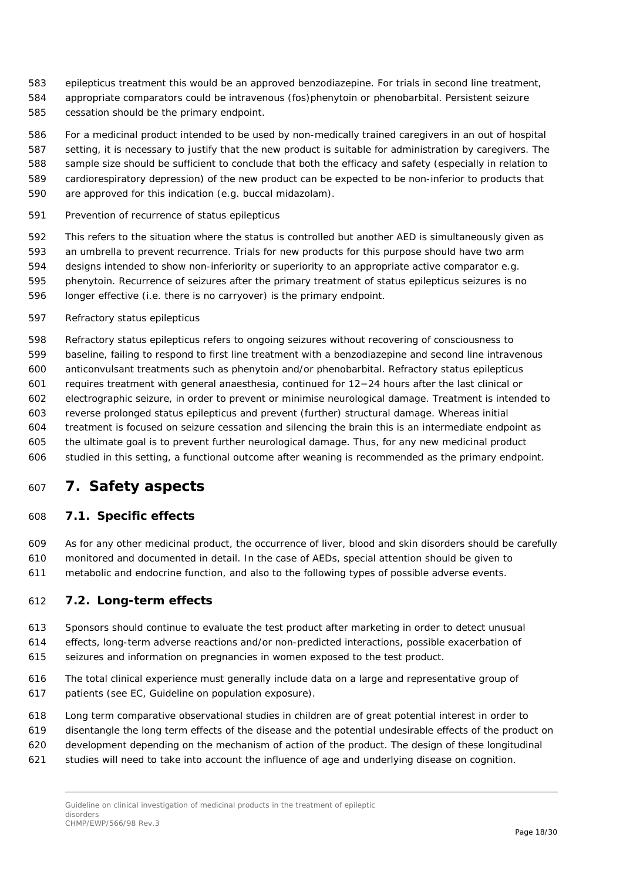epilepticus treatment this would be an approved benzodiazepine. For trials in second line treatment, appropriate comparators could be intravenous (fos)phenytoin or phenobarbital. Persistent seizure cessation should be the primary endpoint.

For a medicinal product intended to be used by non-medically trained caregivers in an out of hospital setting, it is necessary to justify that the new product is suitable for administration by caregivers. The sample size should be sufficient to conclude that both the efficacy and safety (especially in relation to cardiorespiratory depression) of the new product can be expected to be non-inferior to products that are approved for this indication (e.g. buccal midazolam).

Prevention of recurrence of status epilepticus

This refers to the situation where the status is controlled but another AED is simultaneously given as an umbrella to prevent recurrence. Trials for new products for this purpose should have two arm designs intended to show non-inferiority or superiority to an appropriate active comparator e.g. phenytoin. Recurrence of seizures after the primary treatment of status epilepticus seizures is no longer effective (i.e. there is no carryover) is the primary endpoint.

Refractory status epilepticus

Refractory status epilepticus refers to ongoing seizures without recovering of consciousness to baseline, failing to respond to first line treatment with a benzodiazepine and second line intravenous anticonvulsant treatments such as phenytoin and/or phenobarbital. Refractory status epilepticus requires treatment with general anaesthesia, continued for 12−24 hours after the last clinical or electrographic seizure, in order to prevent or minimise neurological damage. Treatment is intended to reverse prolonged status epilepticus and prevent (further) structural damage. Whereas initial treatment is focused on seizure cessation and silencing the brain this is an intermediate endpoint as the ultimate goal is to prevent further neurological damage. Thus, for any new medicinal product studied in this setting, a functional outcome after weaning is recommended as the primary endpoint.

# 7. Safety aspects

## 7.1. Specific effects

As for any other medicinal product, the occurrence of liver, blood and skin disorders should be carefully monitored and documented in detail. In the case of AEDs, special attention should be given to metabolic and endocrine function, and also to the following types of possible adverse events.

## 7.2. Long-term effects

Sponsors should continue to evaluate the test product after marketing in order to detect unusual effects, long-term adverse reactions and/or non-predicted interactions, possible exacerbation of seizures and information on pregnancies in women exposed to the test product.

The total clinical experience must generally include data on a large and representative group of patients (see EC, Guideline on population exposure).

Long term comparative observational studies in children are of great potential interest in order to disentangle the long term effects of the disease and the potential undesirable effects of the product on development depending on the mechanism of action of the product. The design of these longitudinal studies will need to take into account the influence of age and underlying disease on cognition.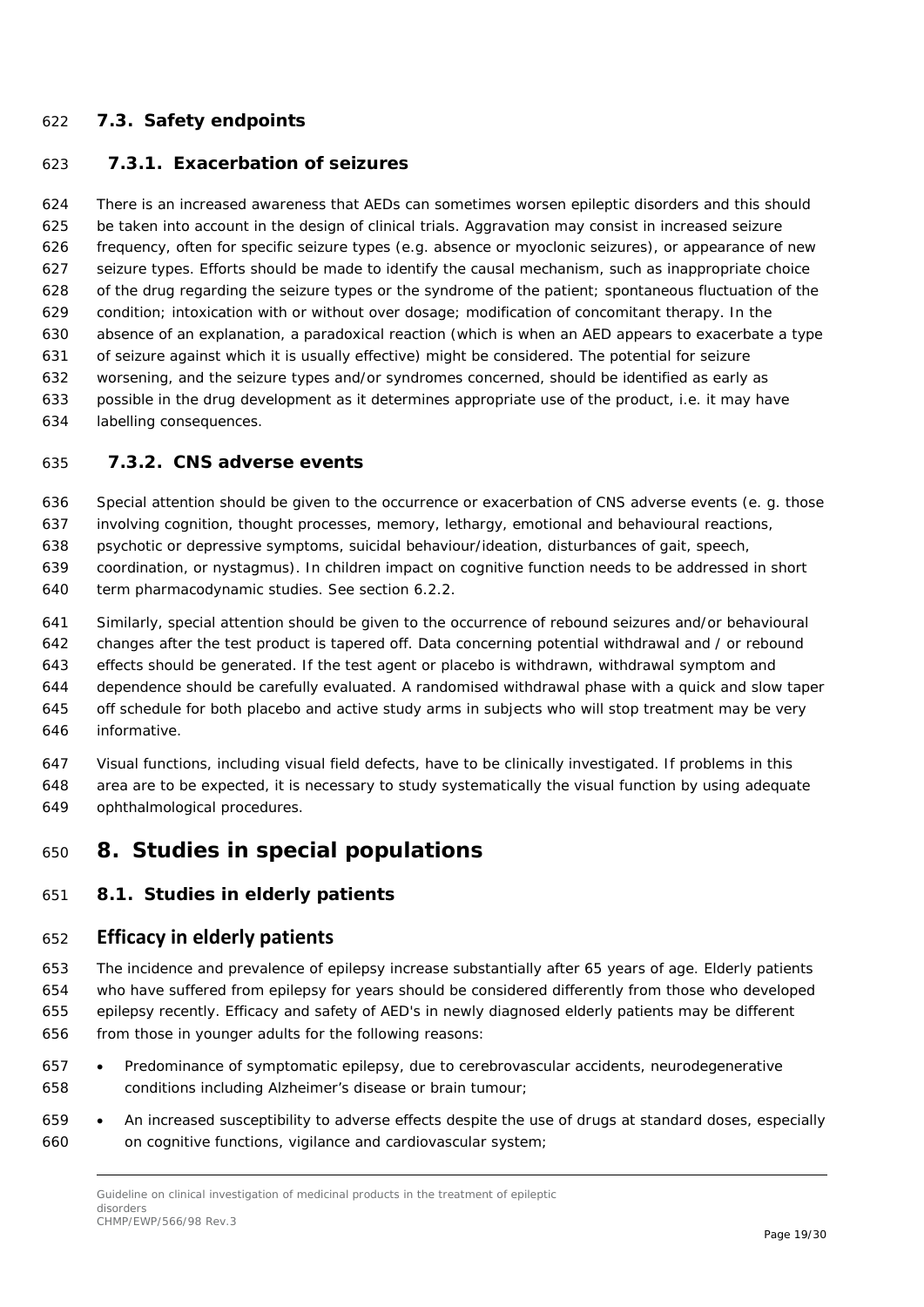### 7.3. Safety endpoints

#### 7.3.1. Exacerbation of seizures

There is an increased awareness that AEDs can sometimes worsen epileptic disorders and this should be taken into account in the design of clinical trials. Aggravation may consist in increased seizure frequency, often for specific seizure types (e.g. absence or myoclonic seizures), or appearance of new seizure types. Efforts should be made to identify the causal mechanism, such as inappropriate choice of the drug regarding the seizure types or the syndrome of the patient; spontaneous fluctuation of the condition; intoxication with or without over dosage; modification of concomitant therapy. In the absence of an explanation, a paradoxical reaction (which is when an AED appears to exacerbate a type of seizure against which it is usually effective) might be considered. The potential for seizure worsening, and the seizure types and/or syndromes concerned, should be identified as early as possible in the drug development as it determines appropriate use of the product, i.e. it may have labelling consequences.

#### 7.3.2. CNS adverse events

Special attention should be given to the occurrence or exacerbation of CNS adverse events (e. g. those involving cognition, thought processes, memory, lethargy, emotional and behavioural reactions, psychotic or depressive symptoms, suicidal behaviour/ideation, disturbances of gait, speech, coordination, or nystagmus). In children impact on cognitive function needs to be addressed in short term pharmacodynamic studies. See section 6.2.2.

Similarly, special attention should be given to the occurrence of rebound seizures and/or behavioural changes after the test product is tapered off. Data concerning potential withdrawal and / or rebound effects should be generated. If the test agent or placebo is withdrawn, withdrawal symptom and dependence should be carefully evaluated. A randomised withdrawal phase with a quick and slow taper off schedule for both placebo and active study arms in subjects who will stop treatment may be very informative.

Visual functions, including visual field defects, have to be clinically investigated. If problems in this area are to be expected, it is necessary to study systematically the visual function by using adequate ophthalmological procedures.

## 8. Studies in special populations

### 8.1. Studies in elderly patients

#### Efficacy in elderly patients

The incidence and prevalence of epilepsy increase substantially after 65 years of age. Elderly patients who have suffered from epilepsy for years should be considered differently from those who developed epilepsy recently. Efficacy and safety of AED's in newly diagnosed elderly patients may be different from those in younger adults for the following reasons:

- Predominance of symptomatic epilepsy, due to cerebrovascular accidents, neurodegenerative conditions including Alzheimer's disease or brain tumour;
- An increased susceptibility to adverse effects despite the use of drugs at standard doses, especially on cognitive functions, vigilance and cardiovascular system;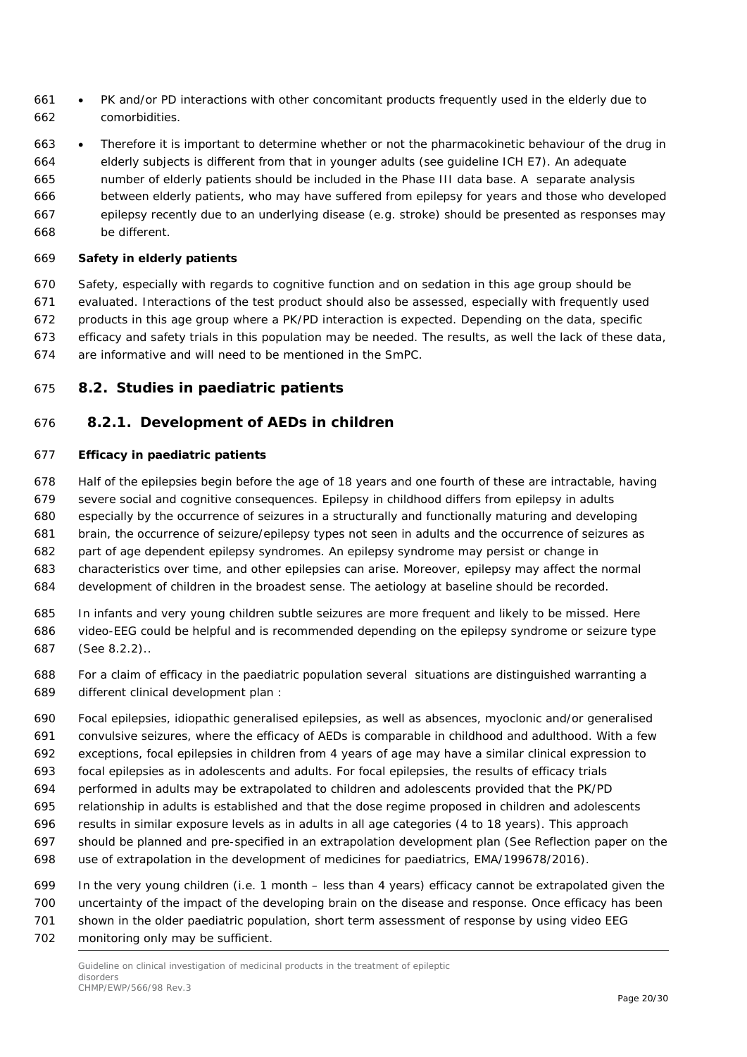- PK and/or PD interactions with other concomitant products frequently used in the elderly due to comorbidities.
- Therefore it is important to determine whether or not the pharmacokinetic behaviour of the drug in elderly subjects is different from that in younger adults (see guideline ICH E7). An adequate number of elderly patients should be included in the Phase III data base. A separate analysis between elderly patients, who may have suffered from epilepsy for years and those who developed epilepsy recently due to an underlying disease (e.g. stroke) should be presented as responses may be different.

**Safety in elderly patients**

Safety, especially with regards to cognitive function and on sedation in this age group should be evaluated. Interactions of the test product should also be assessed, especially with frequently used products in this age group where a PK/PD interaction is expected. Depending on the data, specific efficacy and safety trials in this population may be needed. The results, as well the lack of these data, are informative and will need to be mentioned in the SmPC.

## 8.2. Studies in paediatric patients

### 8.2.1. Development of AEDs in children

**Efficacy in paediatric patients**

Half of the epilepsies begin before the age of 18 years and one fourth of these are intractable, having severe social and cognitive consequences. Epilepsy in childhood differs from epilepsy in adults especially by the occurrence of seizures in a structurally and functionally maturing and developing brain, the occurrence of seizure/epilepsy types not seen in adults and the occurrence of seizures as part of age dependent epilepsy syndromes. An epilepsy syndrome may persist or change in characteristics over time, and other epilepsies can arise. Moreover, epilepsy may affect the normal development of children in the broadest sense. The aetiology at baseline should be recorded.

In infants and very young children subtle seizures are more frequent and likely to be missed. Here video-EEG could be helpful and is recommended depending on the epilepsy syndrome or seizure type (See 8.2.2)..

For a claim of efficacy in the paediatric population several situations are distinguished warranting a different clinical development plan :

Focal epilepsies, idiopathic generalised epilepsies, as well as absences, myoclonic and/or generalised convulsive seizures, where the efficacy of AEDs is comparable in childhood and adulthood. With a few exceptions, focal epilepsies in children from 4 years of age may have a similar clinical expression to focal epilepsies as in adolescents and adults. For focal epilepsies, the results of efficacy trials performed in adults may be extrapolated to children and adolescents provided that the PK/PD relationship in adults is established and that the dose regime proposed in children and adolescents results in similar exposure levels as in adults in all age categories (4 to 18 years). This approach should be planned and pre-specified in an extrapolation development plan (See Reflection paper on the use of extrapolation in the development of medicines for paediatrics, EMA/199678/2016).

In the very young children (i.e. 1 month – less than 4 years) efficacy cannot be extrapolated given the uncertainty of the impact of the developing brain on the disease and response. Once efficacy has been shown in the older paediatric population, short term assessment of response by using video EEG monitoring only may be sufficient.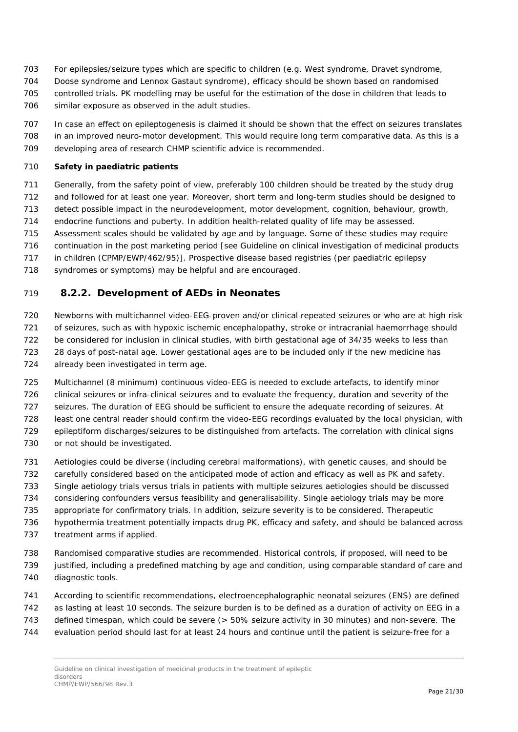For epilepsies/seizure types which are specific to children (e.g. West syndrome, Dravet syndrome, Doose syndrome and Lennox Gastaut syndrome), efficacy should be shown based on randomised controlled trials. PK modelling may be useful for the estimation of the dose in children that leads to similar exposure as observed in the adult studies.

In case an effect on epileptogenesis is claimed it should be shown that the effect on seizures translates in an improved neuro-motor development. This would require long term comparative data. As this is a developing area of research CHMP scientific advice is recommended.

**Safety in paediatric patients**

Generally, from the safety point of view, preferably 100 children should be treated by the study drug and followed for at least one year. Moreover, short term and long-term studies should be designed to detect possible impact in the neurodevelopment, motor development, cognition, behaviour, growth, endocrine functions and puberty. In addition health-related quality of life may be assessed. Assessment scales should be validated by age and by language. Some of these studies may require continuation in the post marketing period [see Guideline on clinical investigation of medicinal products in children (CPMP/EWP/462/95)]. Prospective disease based registries (per paediatric epilepsy syndromes or symptoms) may be helpful and are encouraged.

### 8.2.2. Development of AEDs in Neonates

Newborns with multichannel video-EEG-proven and/or clinical repeated seizures or who are at high risk of seizures, such as with hypoxic ischemic encephalopathy, stroke or intracranial haemorrhage should be considered for inclusion in clinical studies, with birth gestational age of 34/35 weeks to less than 28 days of post-natal age. Lower gestational ages are to be included only if the new medicine has already been investigated in term age.

Multichannel (8 minimum) continuous video-EEG is needed to exclude artefacts, to identify minor clinical seizures or infra-clinical seizures and to evaluate the frequency, duration and severity of the seizures. The duration of EEG should be sufficient to ensure the adequate recording of seizures. At least one central reader should confirm the video-EEG recordings evaluated by the local physician, with epileptiform discharges/seizures to be distinguished from artefacts. The correlation with clinical signs or not should be investigated.

Aetiologies could be diverse (including cerebral malformations), with genetic causes, and should be carefully considered based on the anticipated mode of action and efficacy as well as PK and safety. Single aetiology trials versus trials in patients with multiple seizures aetiologies should be discussed considering confounders versus feasibility and generalisability. Single aetiology trials may be more appropriate for confirmatory trials. In addition, seizure severity is to be considered. Therapeutic hypothermia treatment potentially impacts drug PK, efficacy and safety, and should be balanced across treatment arms if applied.

Randomised comparative studies are recommended. Historical controls, if proposed, will need to be justified, including a predefined matching by age and condition, using comparable standard of care and diagnostic tools.

According to scientific recommendations, electroencephalographic neonatal seizures (ENS) are defined as lasting at least 10 seconds. The seizure burden is to be defined as a duration of activity on EEG in a defined timespan, which could be severe (> 50% seizure activity in 30 minutes) and non-severe. The evaluation period should last for at least 24 hours and continue until the patient is seizure-free for a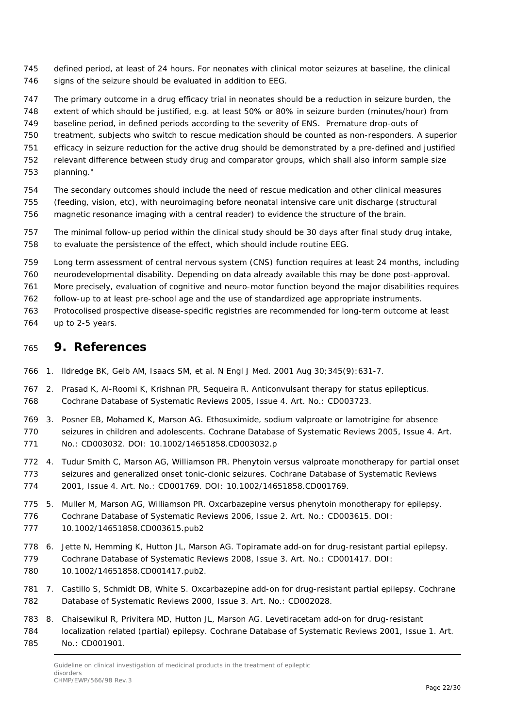defined period, at least of 24 hours. For neonates with clinical motor seizures at baseline, the clinical signs of the seizure should be evaluated in addition to EEG.

The primary outcome in a drug efficacy trial in neonates should be a reduction in seizure burden, the extent of which should be justified, e.g. at least 50% or 80% in seizure burden (minutes/hour) from baseline period, in defined periods according to the severity of ENS. Premature drop-outs of treatment, subjects who switch to rescue medication should be counted as non-responders. A superior efficacy in seizure reduction for the active drug should be demonstrated by a pre-defined and justified relevant difference between study drug and comparator groups, which shall also inform sample size planning."

The secondary outcomes should include the need of rescue medication and other clinical measures (feeding, vision, etc), with neuroimaging before neonatal intensive care unit discharge (structural magnetic resonance imaging with a central reader) to evidence the structure of the brain.

The minimal follow-up period within the clinical study should be 30 days after final study drug intake, to evaluate the persistence of the effect, which should include routine EEG.

Long term assessment of central nervous system (CNS) function requires at least 24 months, including neurodevelopmental disability. Depending on data already available this may be done post-approval. More precisely, evaluation of cognitive and neuro-motor function beyond the major disabilities requires follow-up to at least pre-school age and the use of standardized age appropriate instruments. Protocolised prospective disease-specific registries are recommended for long-term outcome at least up to 2-5 years.

# 9. References

1. lldredge BK, Gelb AM, Isaacs SM, et al. N Engl J Med. 2001 Aug 30;345(9):631-7.
2. Prasad K, Al-Roomi K, Krishnan PR, Sequeira R. Anticonvulsant therapy for status epilepticus. Cochrane Database of Systematic Reviews 2005, Issue 4. Art. No.: CD003723.
3. Posner EB, Mohamed K, Marson AG. Ethosuximide, sodium valproate or lamotrigine for absence seizures in children and adolescents. Cochrane Database of Systematic Reviews 2005, Issue 4. Art. No.: CD003032. DOI: 10.1002/14651858.CD003032.p
4. Tudur Smith C, Marson AG, Williamson PR. Phenytoin versus valproate monotherapy for partial onset seizures and generalized onset tonic-clonic seizures. Cochrane Database of Systematic Reviews 2001, Issue 4. Art. No.: CD001769. DOI: 10.1002/14651858.CD001769.
5. Muller M, Marson AG, Williamson PR. Oxcarbazepine versus phenytoin monotherapy for epilepsy. Cochrane Database of Systematic Reviews 2006, Issue 2. Art. No.: CD003615. DOI: 10.1002/14651858.CD003615.pub2
6. Jette N, Hemming K, Hutton JL, Marson AG. Topiramate add-on for drug-resistant partial epilepsy. Cochrane Database of Systematic Reviews 2008, Issue 3. Art. No.: CD001417. DOI: 10.1002/14651858.CD001417.pub2.
7. Castillo S, Schmidt DB, White S. Oxcarbazepine add-on for drug-resistant partial epilepsy. Cochrane Database of Systematic Reviews 2000, Issue 3. Art. No.: CD002028.
8. Chaisewikul R, Privitera MD, Hutton JL, Marson AG. Levetiracetam add-on for drug-resistant localization related (partial) epilepsy. Cochrane Database of Systematic Reviews 2001, Issue 1. Art. No.: CD001901.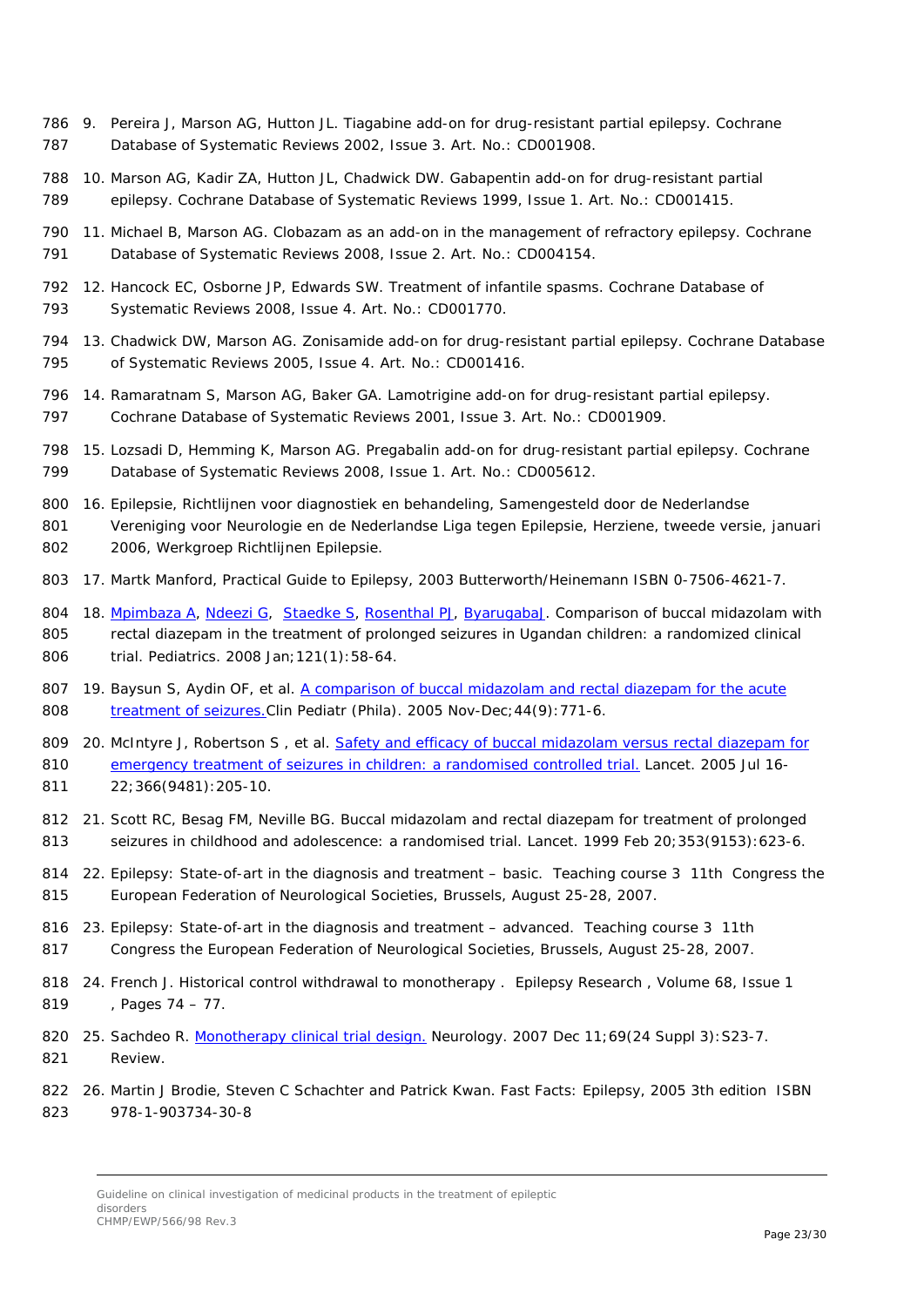9. Pereira J, Marson AG, Hutton JL. Tiagabine add-on for drug-resistant partial epilepsy. Cochrane Database of Systematic Reviews 2002, Issue 3. Art. No.: CD001908.
10. Marson AG, Kadir ZA, Hutton JL, Chadwick DW. Gabapentin add-on for drug-resistant partial epilepsy. Cochrane Database of Systematic Reviews 1999, Issue 1. Art. No.: CD001415.
11. Michael B, Marson AG. Clobazam as an add-on in the management of refractory epilepsy. Cochrane Database of Systematic Reviews 2008, Issue 2. Art. No.: CD004154.
12. Hancock EC, Osborne JP, Edwards SW. Treatment of infantile spasms. Cochrane Database of Systematic Reviews 2008, Issue 4. Art. No.: CD001770.
13. Chadwick DW, Marson AG. Zonisamide add-on for drug-resistant partial epilepsy. Cochrane Database of Systematic Reviews 2005, Issue 4. Art. No.: CD001416.
14. Ramaratnam S, Marson AG, Baker GA. Lamotrigine add-on for drug-resistant partial epilepsy. Cochrane Database of Systematic Reviews 2001, Issue 3. Art. No.: CD001909.
15. Lozsadi D, Hemming K, Marson AG. Pregabalin add-on for drug-resistant partial epilepsy. Cochrane Database of Systematic Reviews 2008, Issue 1. Art. No.: CD005612.
16. Epilepsie, Richtlijnen voor diagnostiek en behandeling, Samengesteld door de Nederlandse Vereniging voor Neurologie en de Nederlandse Liga tegen Epilepsie, Herziene, tweede versie, januari 2006, Werkgroep Richtlijnen Epilepsie.
17. Martk Manford, Practical Guide to Epilepsy, 2003 Butterworth/Heinemann ISBN 0-7506-4621-7.
18. Mpimbaza A, Ndeezi G, Staedke S, Rosenthal PJ, ByarugabaJ. Comparison of buccal midazolam with rectal diazepam in the treatment of prolonged seizures in Ugandan children: a randomized clinical trial. Pediatrics. 2008 Jan;121(1):58-64.
19. Baysun S, Aydin OF, et al. A comparison of buccal midazolam and rectal diazepam for the acute treatment of seizures.Clin Pediatr (Phila). 2005 Nov-Dec;44(9):771-6.
20. McIntyre J, Robertson S , et al. Safety and efficacy of buccal midazolam versus rectal diazepam for emergency treatment of seizures in children: a randomised controlled trial. Lancet. 2005 Jul 16-22;366(9481):205-10.
21. Scott RC, Besag FM, Neville BG. Buccal midazolam and rectal diazepam for treatment of prolonged seizures in childhood and adolescence: a randomised trial. Lancet. 1999 Feb 20;353(9153):623-6.
22. Epilepsy: State-of-art in the diagnosis and treatment – basic. Teaching course 3 11th Congress the European Federation of Neurological Societies, Brussels, August 25-28, 2007.
23. Epilepsy: State-of-art in the diagnosis and treatment – advanced. Teaching course 3 11th Congress the European Federation of Neurological Societies, Brussels, August 25-28, 2007.
24. French J. Historical control withdrawal to monotherapy . Epilepsy Research , Volume 68, Issue 1 , Pages 74 – 77.
25. Sachdeo R. Monotherapy clinical trial design. Neurology. 2007 Dec 11;69(24 Suppl 3):S23-7. Review.
26. Martin J Brodie, Steven C Schachter and Patrick Kwan. Fast Facts: Epilepsy, 2005 3th edition ISBN 978-1-903734-30-8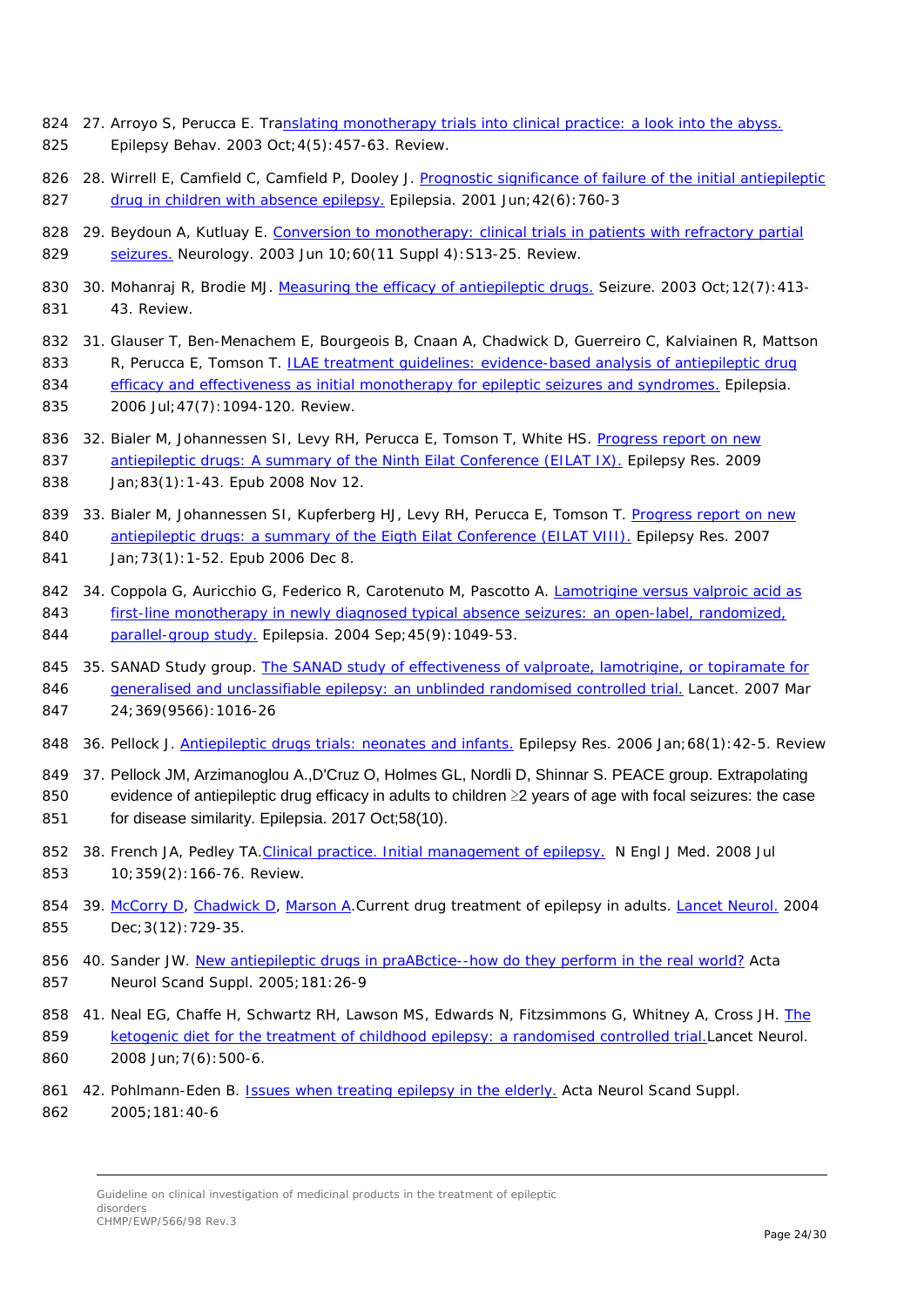27. Arroyo S, Perucca E. Translating monotherapy trials into clinical practice: a look into the abyss. Epilepsy Behav. 2003 Oct;4(5):457-63. Review.

28. Wirrell E, Camfield C, Camfield P, Dooley J. Prognostic significance of failure of the initial antiepileptic drug in children with absence epilepsy. Epilepsia. 2001 Jun;42(6):760-3

29. Beydoun A, Kutluay E. Conversion to monotherapy: clinical trials in patients with refractory partial seizures. Neurology. 2003 Jun 10;60(11 Suppl 4):S13-25. Review.

30. Mohanraj R, Brodie MJ. Measuring the efficacy of antiepileptic drugs. Seizure. 2003 Oct;12(7):413-43. Review.

31. Glauser T, Ben-Menachem E, Bourgeois B, Cnaan A, Chadwick D, Guerreiro C, Kalviainen R, Mattson R, Perucca E, Tomson T. ILAE treatment guidelines: evidence-based analysis of antiepileptic drug efficacy and effectiveness as initial monotherapy for epileptic seizures and syndromes. Epilepsia. 2006 Jul;47(7):1094-120. Review.

32. Bialer M, Johannessen SI, Levy RH, Perucca E, Tomson T, White HS. Progress report on new antiepileptic drugs: A summary of the Ninth Eilat Conference (EILAT IX). Epilepsy Res. 2009 Jan;83(1):1-43. Epub 2008 Nov 12.

33. Bialer M, Johannessen SI, Kupferberg HJ, Levy RH, Perucca E, Tomson T. Progress report on new antiepileptic drugs: a summary of the Eigth Eilat Conference (EILAT VIII). Epilepsy Res. 2007 Jan;73(1):1-52. Epub 2006 Dec 8.

34. Coppola G, Auricchio G, Federico R, Carotenuto M, Pascotto A. Lamotrigine versus valproic acid as first-line monotherapy in newly diagnosed typical absence seizures: an open-label, randomized, parallel-group study. Epilepsia. 2004 Sep;45(9):1049-53.

35. SANAD Study group. The SANAD study of effectiveness of valproate, lamotrigine, or topiramate for generalised and unclassifiable epilepsy: an unblinded randomised controlled trial. Lancet. 2007 Mar 24;369(9566):1016-26

36. Pellock J. Antiepileptic drugs trials: neonates and infants. Epilepsy Res. 2006 Jan;68(1):42-5. Review

37. Pellock JM, Arzimanoglou A.,D'Cruz O, Holmes GL, Nordli D, Shinnar S. PEACE group. Extrapolating evidence of antiepileptic drug efficacy in adults to children ≥2 years of age with focal seizures: the case for disease similarity. Epilepsia. 2017 Oct;58(10).

38. French JA, Pedley TA.Clinical practice. Initial management of epilepsy. N Engl J Med. 2008 Jul 10;359(2):166-76. Review.

39. McCorry D, Chadwick D, Marson A.Current drug treatment of epilepsy in adults. Lancet Neurol. 2004 Dec;3(12):729-35.

40. Sander JW. New antiepileptic drugs in praABctice--how do they perform in the real world? Acta Neurol Scand Suppl. 2005;181:26-9

41. Neal EG, Chaffe H, Schwartz RH, Lawson MS, Edwards N, Fitzsimmons G, Whitney A, Cross JH. The ketogenic diet for the treatment of childhood epilepsy: a randomised controlled trial.Lancet Neurol. 2008 Jun;7(6):500-6.

42. Pohlmann-Eden B. Issues when treating epilepsy in the elderly. Acta Neurol Scand Suppl. 2005;181:40-6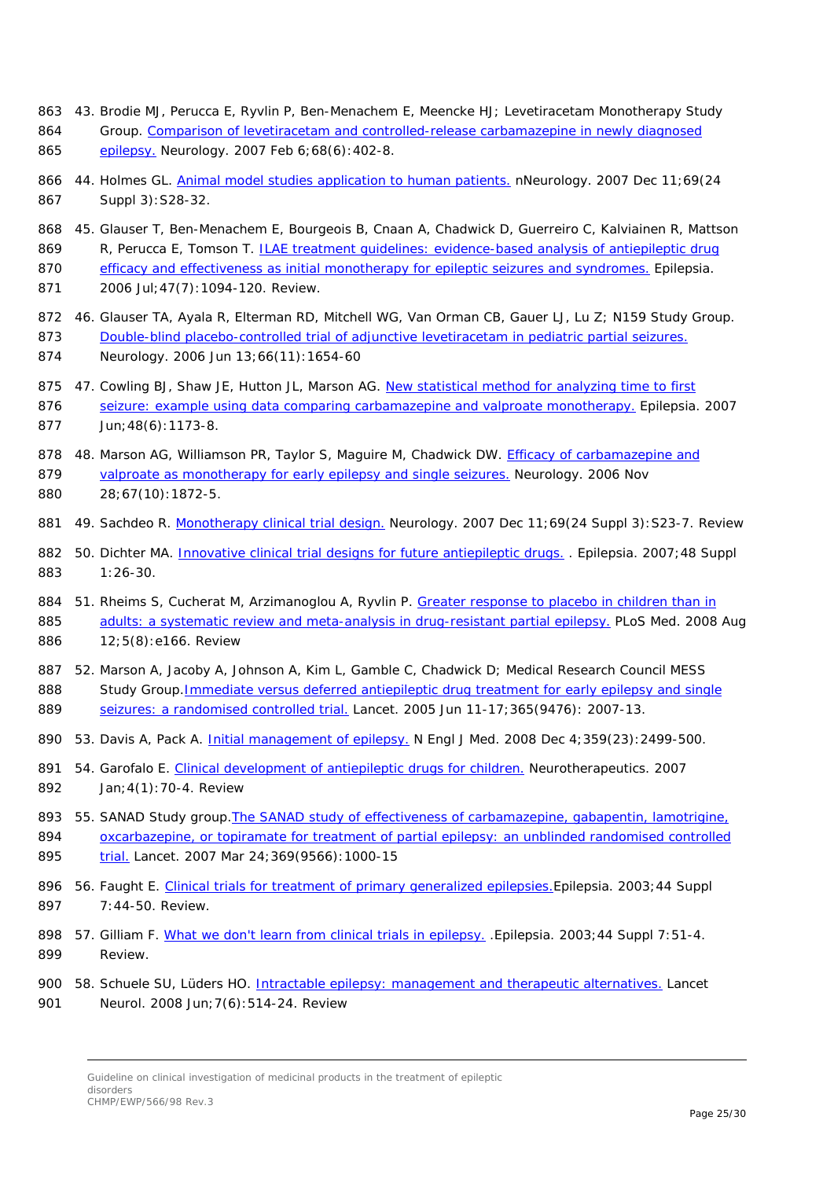43. Brodie MJ, Perucca E, Ryvlin P, Ben-Menachem E, Meencke HJ; Levetiracetam Monotherapy Study Group. Comparison of levetiracetam and controlled-release carbamazepine in newly diagnosed epilepsy. Neurology. 2007 Feb 6;68(6):402-8.

44. Holmes GL. Animal model studies application to human patients. nNeurology. 2007 Dec 11;69(24 Suppl 3):S28-32.

45. Glauser T, Ben-Menachem E, Bourgeois B, Cnaan A, Chadwick D, Guerreiro C, Kalviainen R, Mattson R, Perucca E, Tomson T. ILAE treatment guidelines: evidence-based analysis of antiepileptic drug efficacy and effectiveness as initial monotherapy for epileptic seizures and syndromes. Epilepsia. 2006 Jul;47(7):1094-120. Review.

46. Glauser TA, Ayala R, Elterman RD, Mitchell WG, Van Orman CB, Gauer LJ, Lu Z; N159 Study Group. Double-blind placebo-controlled trial of adjunctive levetiracetam in pediatric partial seizures. Neurology. 2006 Jun 13;66(11):1654-60

47. Cowling BJ, Shaw JE, Hutton JL, Marson AG. New statistical method for analyzing time to first seizure: example using data comparing carbamazepine and valproate monotherapy. Epilepsia. 2007 Jun;48(6):1173-8.

48. Marson AG, Williamson PR, Taylor S, Maguire M, Chadwick DW. Efficacy of carbamazepine and valproate as monotherapy for early epilepsy and single seizures. Neurology. 2006 Nov 28;67(10):1872-5.

49. Sachdeo R. Monotherapy clinical trial design. Neurology. 2007 Dec 11;69(24 Suppl 3):S23-7. Review

50. Dichter MA. Innovative clinical trial designs for future antiepileptic drugs. . Epilepsia. 2007;48 Suppl 1:26-30.

51. Rheims S, Cucherat M, Arzimanoglou A, Ryvlin P. Greater response to placebo in children than in adults: a systematic review and meta-analysis in drug-resistant partial epilepsy. PLoS Med. 2008 Aug 12;5(8):e166. Review

52. Marson A, Jacoby A, Johnson A, Kim L, Gamble C, Chadwick D; Medical Research Council MESS Study Group.Immediate versus deferred antiepileptic drug treatment for early epilepsy and single seizures: a randomised controlled trial. Lancet. 2005 Jun 11-17;365(9476): 2007-13.

53. Davis A, Pack A. Initial management of epilepsy. N Engl J Med. 2008 Dec 4;359(23):2499-500.

54. Garofalo E. Clinical development of antiepileptic drugs for children. Neurotherapeutics. 2007 Jan;4(1):70-4. Review

55. SANAD Study group.The SANAD study of effectiveness of carbamazepine, gabapentin, lamotrigine, oxcarbazepine, or topiramate for treatment of partial epilepsy: an unblinded randomised controlled trial. Lancet. 2007 Mar 24;369(9566):1000-15

56. Faught E. Clinical trials for treatment of primary generalized epilepsies.Epilepsia. 2003;44 Suppl 7:44-50. Review.

57. Gilliam F. What we don't learn from clinical trials in epilepsy. .Epilepsia. 2003;44 Suppl 7:51-4. Review.

58. Schuele SU, Lüders HO. Intractable epilepsy: management and therapeutic alternatives. Lancet Neurol. 2008 Jun;7(6):514-24. Review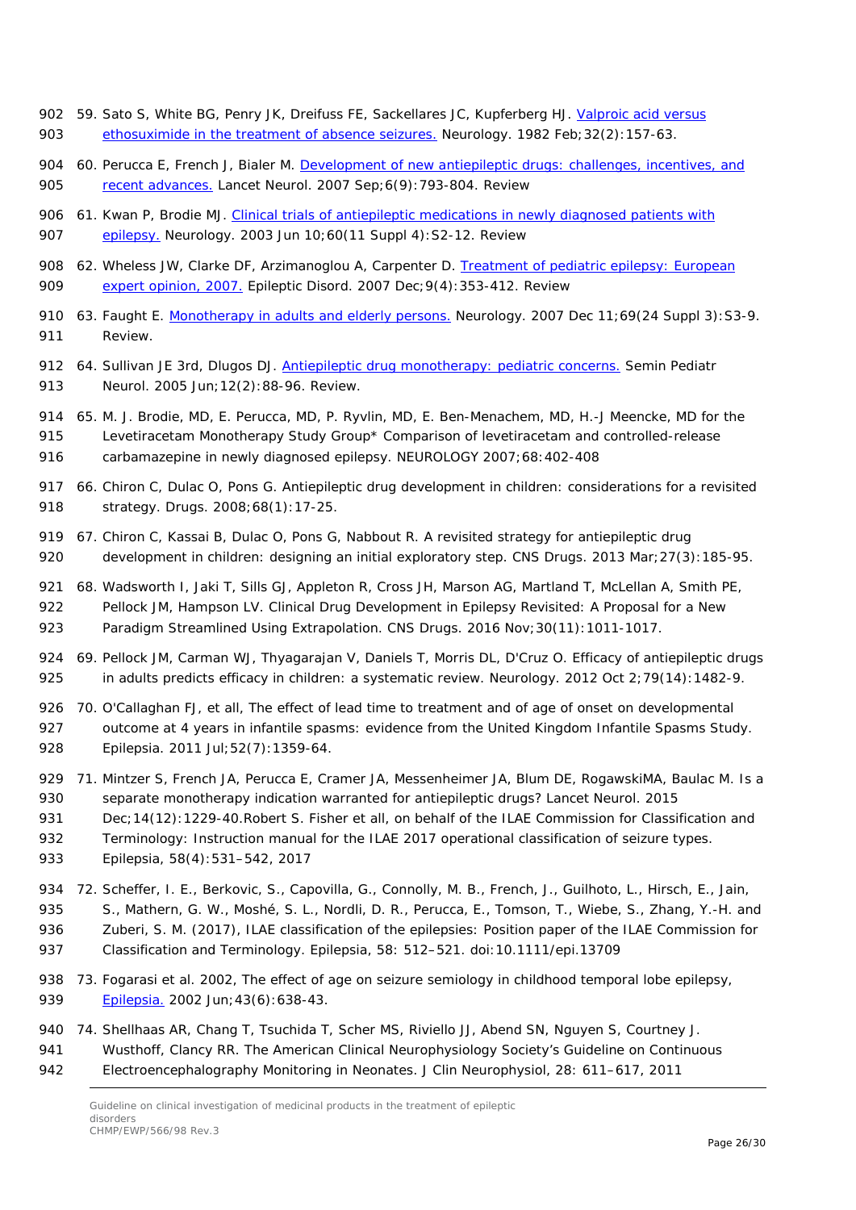59. Sato S, White BG, Penry JK, Dreifuss FE, Sackellares JC, Kupferberg HJ. Valproic acid versus ethosuximide in the treatment of absence seizures. Neurology. 1982 Feb;32(2):157-63.

60. Perucca E, French J, Bialer M. Development of new antiepileptic drugs: challenges, incentives, and recent advances. Lancet Neurol. 2007 Sep;6(9):793-804. Review

61. Kwan P, Brodie MJ. Clinical trials of antiepileptic medications in newly diagnosed patients with epilepsy. Neurology. 2003 Jun 10;60(11 Suppl 4):S2-12. Review

62. Wheless JW, Clarke DF, Arzimanoglou A, Carpenter D. Treatment of pediatric epilepsy: European expert opinion, 2007. Epileptic Disord. 2007 Dec;9(4):353-412. Review

63. Faught E. Monotherapy in adults and elderly persons. Neurology. 2007 Dec 11;69(24 Suppl 3):S3-9. Review.

64. Sullivan JE 3rd, Dlugos DJ. Antiepileptic drug monotherapy: pediatric concerns. Semin Pediatr Neurol. 2005 Jun;12(2):88-96. Review.

65. M. J. Brodie, MD, E. Perucca, MD, P. Ryvlin, MD, E. Ben-Menachem, MD, H.-J Meencke, MD for the Levetiracetam Monotherapy Study Group* Comparison of levetiracetam and controlled-release carbamazepine in newly diagnosed epilepsy. NEUROLOGY 2007;68:402-408

66. Chiron C, Dulac O, Pons G. Antiepileptic drug development in children: considerations for a revisited strategy. Drugs. 2008;68(1):17-25.

67. Chiron C, Kassai B, Dulac O, Pons G, Nabbout R. A revisited strategy for antiepileptic drug development in children: designing an initial exploratory step. CNS Drugs. 2013 Mar;27(3):185-95.

68. Wadsworth I, Jaki T, Sills GJ, Appleton R, Cross JH, Marson AG, Martland T, McLellan A, Smith PE, Pellock JM, Hampson LV. Clinical Drug Development in Epilepsy Revisited: A Proposal for a New Paradigm Streamlined Using Extrapolation. CNS Drugs. 2016 Nov;30(11):1011-1017.

69. Pellock JM, Carman WJ, Thyagarajan V, Daniels T, Morris DL, D'Cruz O. Efficacy of antiepileptic drugs in adults predicts efficacy in children: a systematic review. Neurology. 2012 Oct 2;79(14):1482-9.

70. O'Callaghan FJ, et all, The effect of lead time to treatment and of age of onset on developmental outcome at 4 years in infantile spasms: evidence from the United Kingdom Infantile Spasms Study. Epilepsia. 2011 Jul;52(7):1359-64.

71. Mintzer S, French JA, Perucca E, Cramer JA, Messenheimer JA, Blum DE, RogawskiMA, Baulac M. Is a separate monotherapy indication warranted for antiepileptic drugs? Lancet Neurol. 2015 Dec;14(12):1229-40.Robert S. Fisher et all, on behalf of the ILAE Commission for Classification and Terminology: Instruction manual for the ILAE 2017 operational classification of seizure types. Epilepsia, 58(4):531–542, 2017

72. Scheffer, I. E., Berkovic, S., Capovilla, G., Connolly, M. B., French, J., Guilhoto, L., Hirsch, E., Jain, S., Mathern, G. W., Moshé, S. L., Nordli, D. R., Perucca, E., Tomson, T., Wiebe, S., Zhang, Y.-H. and Zuberi, S. M. (2017), ILAE classification of the epilepsies: Position paper of the ILAE Commission for Classification and Terminology. Epilepsia, 58: 512–521. doi:10.1111/epi.13709

73. Fogarasi et al. 2002, The effect of age on seizure semiology in childhood temporal lobe epilepsy, Epilepsia. 2002 Jun;43(6):638-43.

74. Shellhaas AR, Chang T, Tsuchida T, Scher MS, Riviello JJ, Abend SN, Nguyen S, Courtney J. Wusthoff, Clancy RR. The American Clinical Neurophysiology Society's Guideline on Continuous Electroencephalography Monitoring in Neonates. J Clin Neurophysiol, 28: 611–617, 2011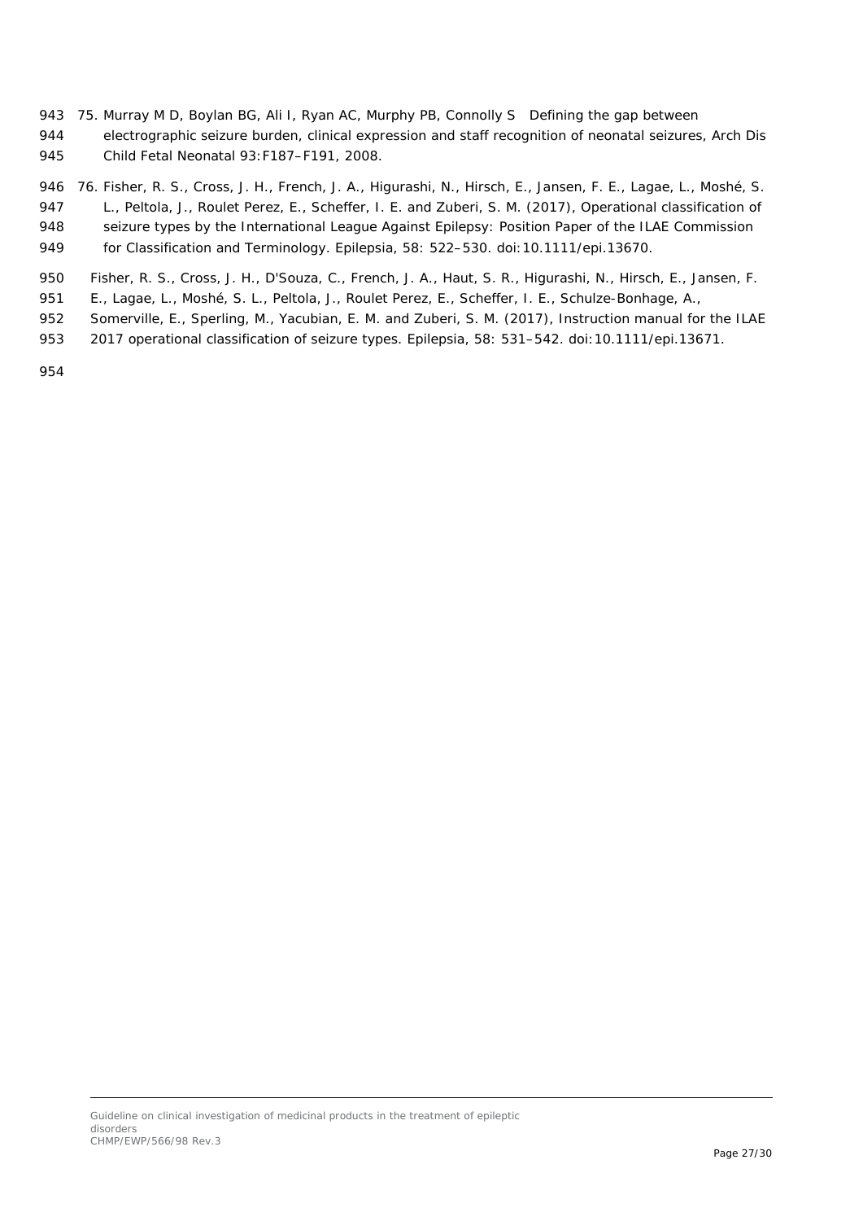75. Murray M D, Boylan BG, Ali I, Ryan AC, Murphy PB, Connolly S Defining the gap between electrographic seizure burden, clinical expression and staff recognition of neonatal seizures, Arch Dis Child Fetal Neonatal 93:F187–F191, 2008.

76. Fisher, R. S., Cross, J. H., French, J. A., Higurashi, N., Hirsch, E., Jansen, F. E., Lagae, L., Moshé, S. L., Peltola, J., Roulet Perez, E., Scheffer, I. E. and Zuberi, S. M. (2017), Operational classification of seizure types by the International League Against Epilepsy: Position Paper of the ILAE Commission for Classification and Terminology. Epilepsia, 58: 522–530. doi:10.1111/epi.13670.

Fisher, R. S., Cross, J. H., D'Souza, C., French, J. A., Haut, S. R., Higurashi, N., Hirsch, E., Jansen, F. E., Lagae, L., Moshé, S. L., Peltola, J., Roulet Perez, E., Scheffer, I. E., Schulze-Bonhage, A., Somerville, E., Sperling, M., Yacubian, E. M. and Zuberi, S. M. (2017), Instruction manual for the ILAE 2017 operational classification of seizure types. Epilepsia, 58: 531–542. doi:10.1111/epi.13671.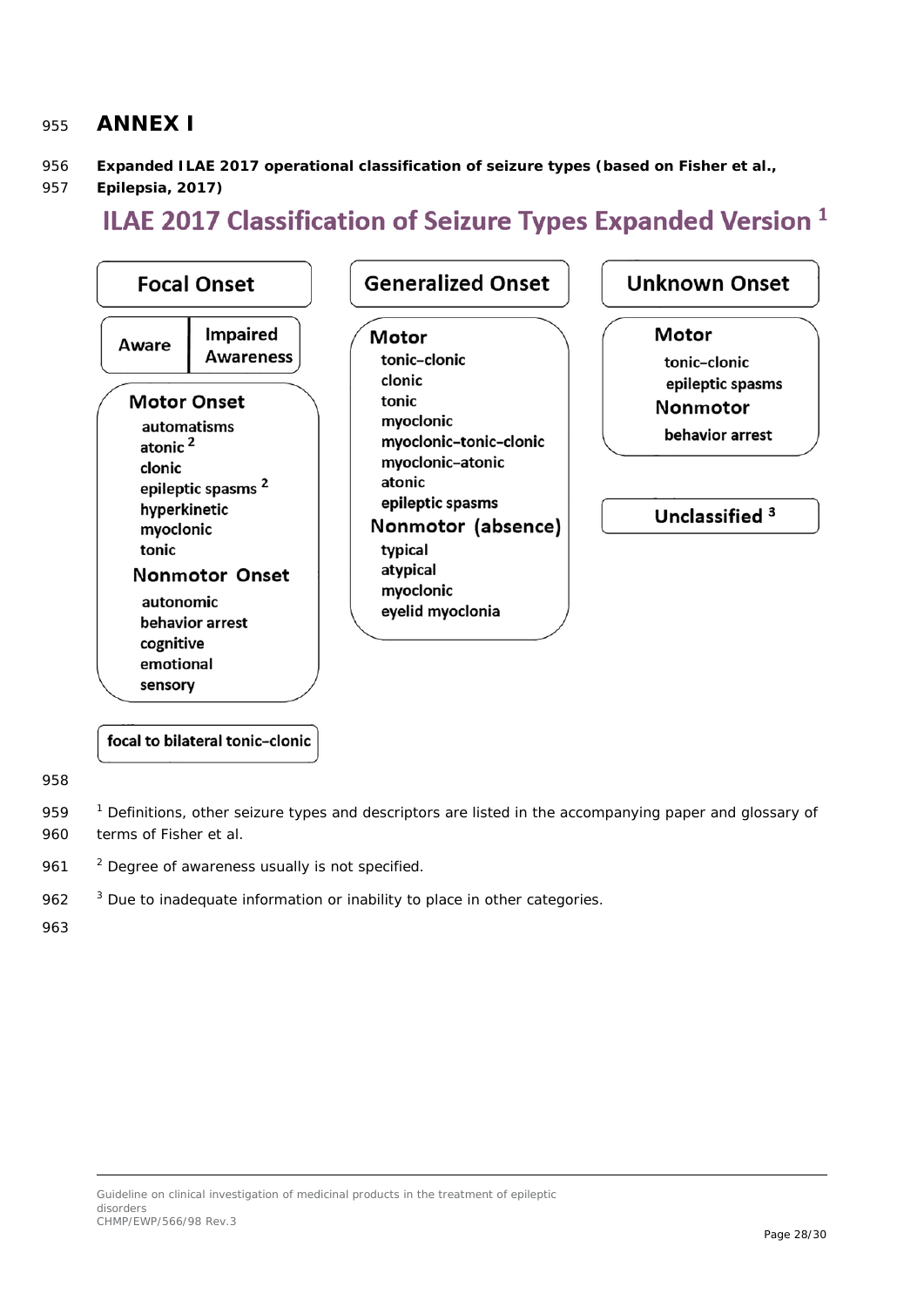# ANNEX I

**Expanded ILAE 2017 operational classification of seizure types (based on Fisher et al., Epilepsia, 2017)**

## ILAE 2017 Classification of Seizure Types Expanded Version [1]

**Focal Onset**

- Aware | Impaired Awareness

**Motor Onset**

- automatisms
- atonic [2]
- clonic
- epileptic spasms [2]
- hyperkinetic
- myoclonic
- tonic

**Nonmotor Onset**

- autonomic
- behavior arrest
- cognitive
- emotional
- sensory

**focal to bilateral tonic–clonic**

**Generalized Onset**

**Motor**

- tonic–clonic
- clonic
- tonic
- myoclonic
- myoclonic–tonic–clonic
- myoclonic–atonic
- atonic
- epileptic spasms

**Nonmotor (absence)**

- typical
- atypical
- myoclonic
- eyelid myoclonia

**Unknown Onset**

**Motor**

- tonic–clonic
- epileptic spasms

**Nonmotor**

- behavior arrest

**Unclassified [3]**

[1] Definitions, other seizure types and descriptors are listed in the accompanying paper and glossary of terms of Fisher et al.

[2] Degree of awareness usually is not specified.

[3] Due to inadequate information or inability to place in other categories.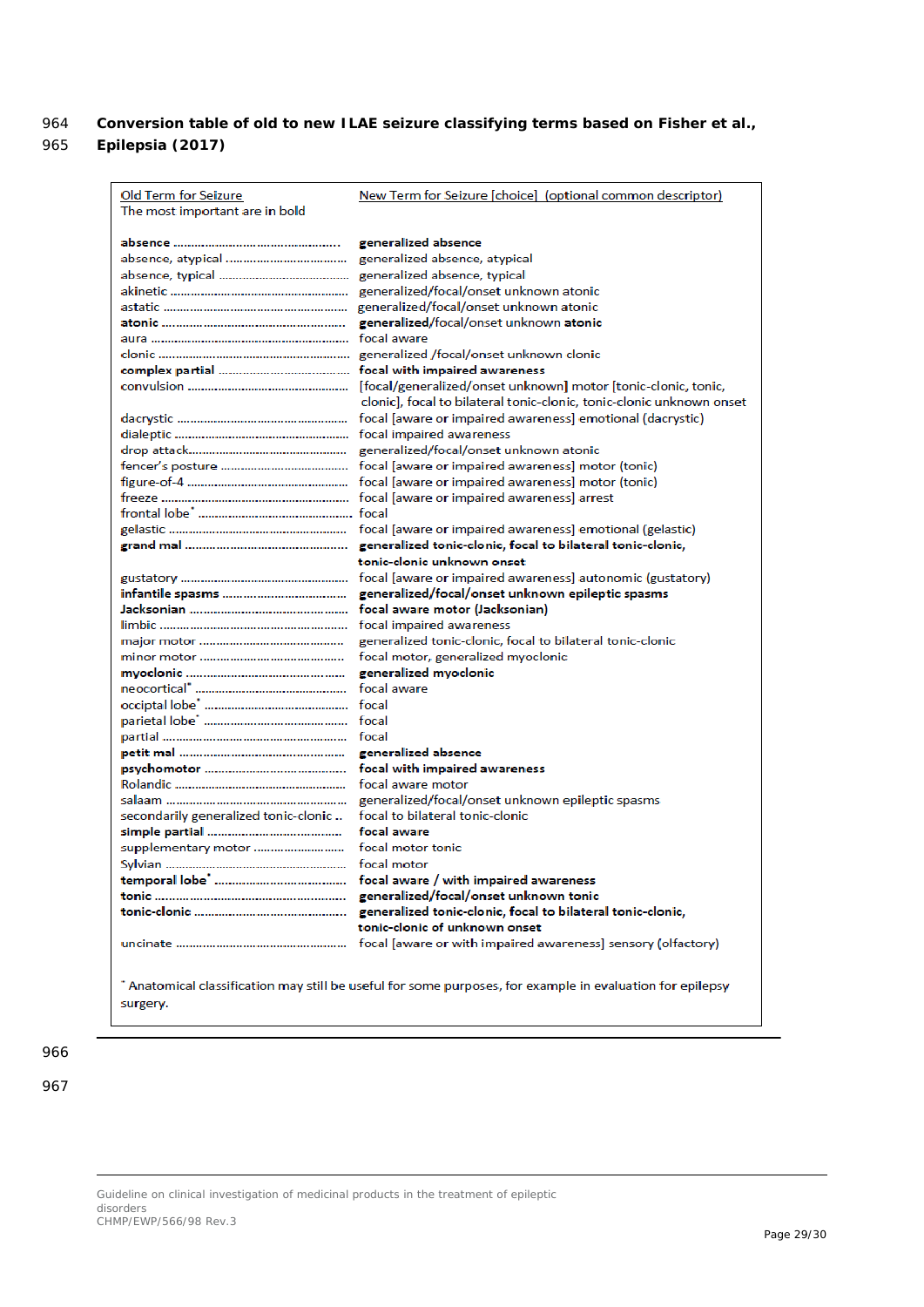**Conversion table of old to new ILAE seizure classifying terms based on Fisher et al., Epilepsia (2017)**

| Old Term for Seizure<br>The most important are in bold | New Term for Seizure [choice] (optional common descriptor) |
|---|---|
| **absence** | **generalized absence** |
| absence, atypical | generalized absence, atypical |
| absence, typical | generalized absence, typical |
| akinetic | generalized/focal/onset unknown atonic |
| astatic | generalized/focal/onset unknown atonic |
| **atonic** | **generalized/focal/onset unknown atonic** |
| aura | focal aware |
| clonic | generalized /focal/onset unknown clonic |
| **complex partial** | **focal with impaired awareness** |
| convulsion | [focal/generalized/onset unknown] motor [tonic-clonic, tonic, clonic], focal to bilateral tonic-clonic, tonic-clonic unknown onset |
| dacrystic | focal [aware or impaired awareness] emotional (dacrystic) |
| dialeptic | focal impaired awareness |
| drop attack | generalized/focal/onset unknown atonic |
| fencer's posture | focal [aware or impaired awareness] motor (tonic) |
| figure-of-4 | focal [aware or impaired awareness] motor (tonic) |
| freeze | focal [aware or impaired awareness] arrest |
| frontal lobe* | focal |
| gelastic | focal [aware or impaired awareness] emotional (gelastic) |
| **grand mal** | **generalized tonic-clonic, focal to bilateral tonic-clonic, tonic-clonic unknown onset** |
| gustatory | focal [aware or impaired awareness] autonomic (gustatory) |
| **infantile spasms** | **generalized/focal/onset unknown epileptic spasms** |
| **Jacksonian** | **focal aware motor (Jacksonian)** |
| limbic | focal impaired awareness |
| major motor | generalized tonic-clonic, focal to bilateral tonic-clonic |
| minor motor | focal motor, generalized myoclonic |
| **myoclonic** | **generalized myoclonic** |
| neocortical* | focal aware |
| occiptal lobe* | focal |
| parietal lobe* | focal |
| partial | focal |
| **petit mal** | **generalized absence** |
| **psychomotor** | **focal with impaired awareness** |
| Rolandic | focal aware motor |
| salaam | generalized/focal/onset unknown epileptic spasms |
| secondarily generalized tonic-clonic | focal to bilateral tonic-clonic |
| **simple partial** | **focal aware** |
| supplementary motor | focal motor tonic |
| Sylvian | focal motor |
| **temporal lobe*** | **focal aware / with impaired awareness** |
| **tonic** | **generalized/focal/onset unknown tonic** |
| **tonic-clonic** | **generalized tonic-clonic, focal to bilateral tonic-clonic, tonic-clonic of unknown onset** |
| uncinate | focal [aware or with impaired awareness] sensory (olfactory) |

* Anatomical classification may still be useful for some purposes, for example in evaluation for epilepsy surgery.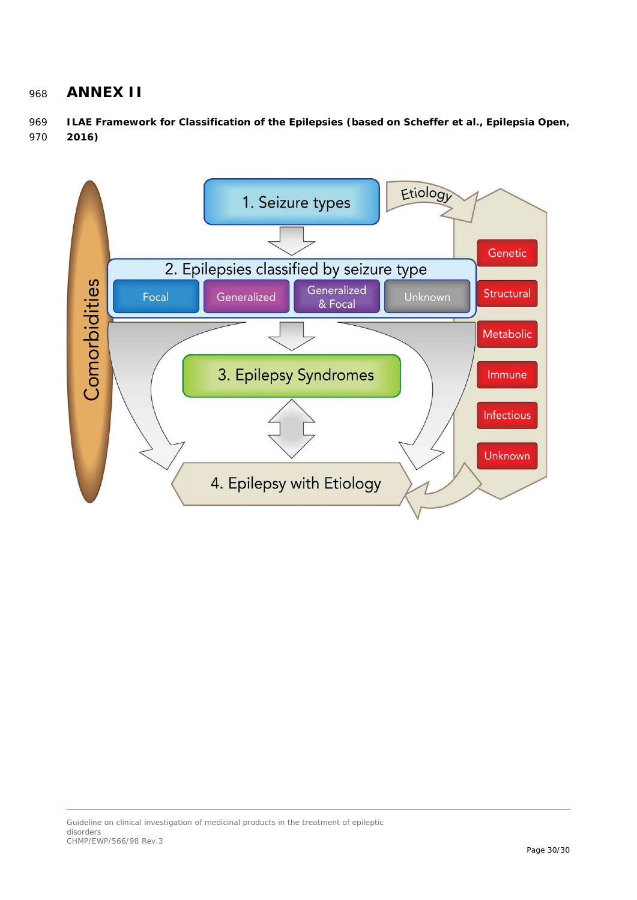# ANNEX II

**ILAE Framework for Classification of the Epilepsies (based on Scheffer et al., Epilepsia Open, 2016)**

Comorbidities

1. Seizure types

Etiology

2. Epilepsies classified by seizure type

Focal

Generalized

Generalized & Focal

Unknown

3. Epilepsy Syndromes

4. Epilepsy with Etiology

Genetic

Structural

Metabolic

Immune

Infectious

Unknown